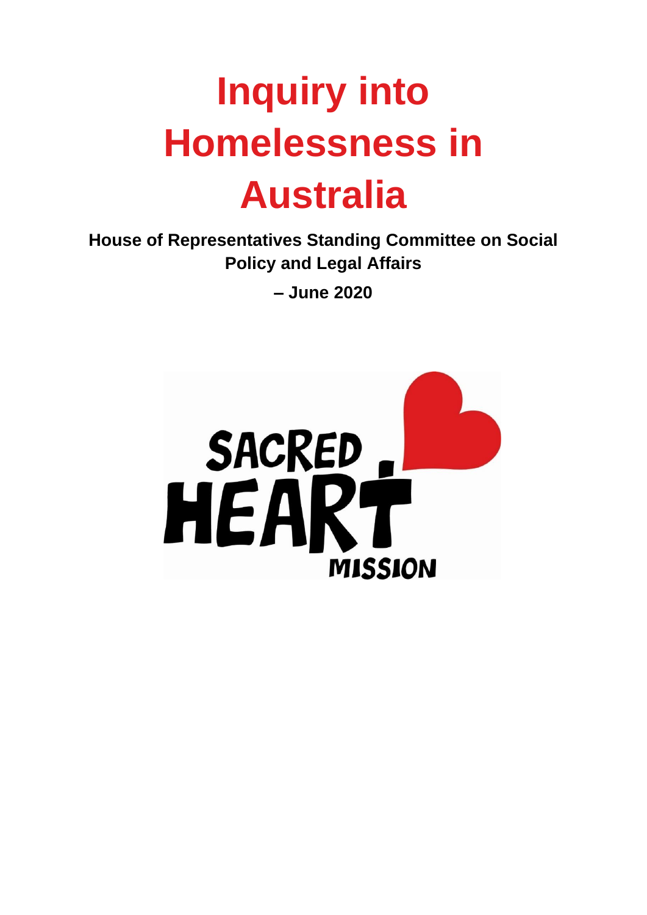# Inquiry into Homelessness in Australia

**House of Representatives Standing Committee on Social Policy and Legal Affairs**

**– June 2020**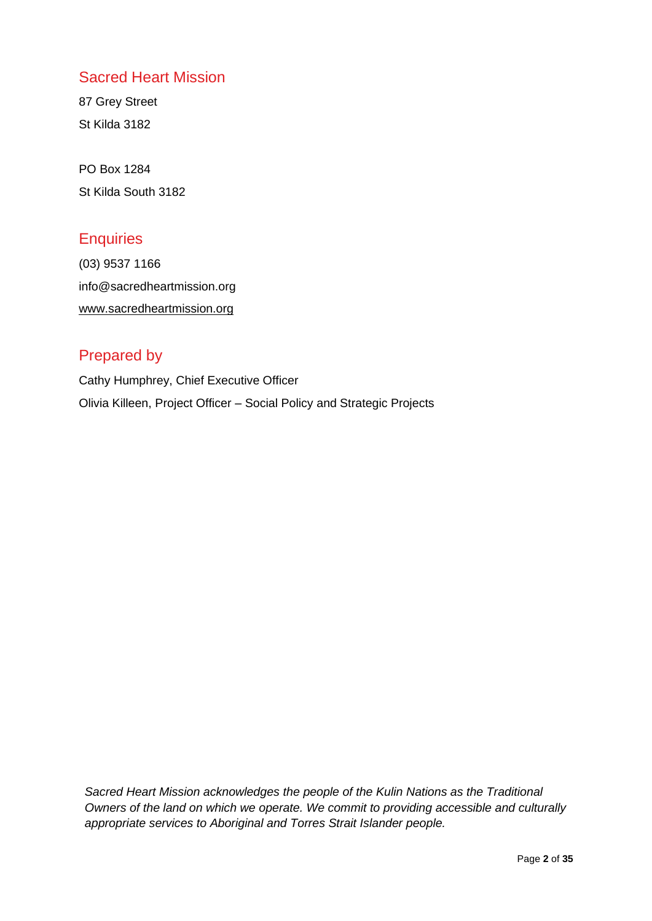## Sacred Heart Mission

87 Grey Street

St Kilda 3182

PO Box 1284

St Kilda South 3182

## Enquiries

(03) 9537 1166

info@sacredheartmission.org

www.sacredheartmission.org

## Prepared by

Cathy Humphrey, Chief Executive Officer

Olivia Killeen, Project Officer – Social Policy and Strategic Projects

*Sacred Heart Mission acknowledges the people of the Kulin Nations as the Traditional Owners of the land on which we operate. We commit to providing accessible and culturally appropriate services to Aboriginal and Torres Strait Islander people.*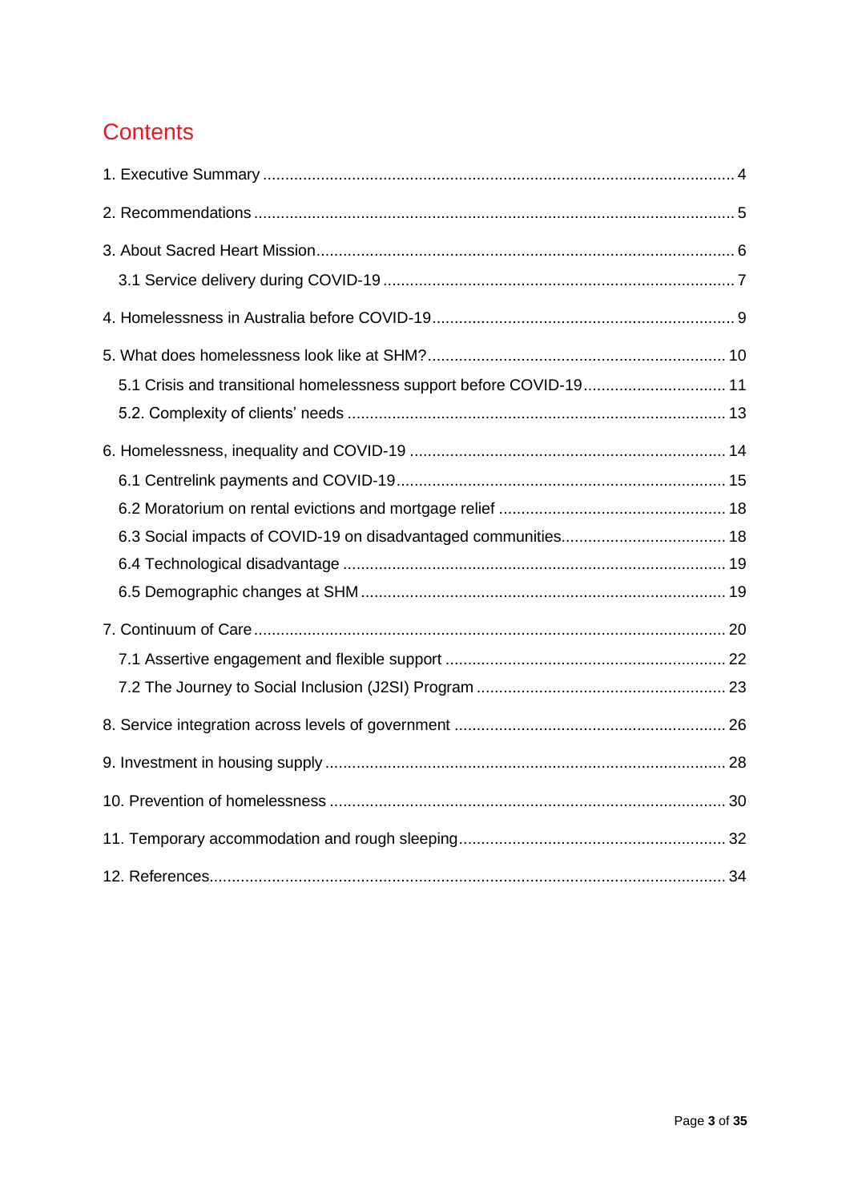# Contents

1. Executive Summary ... 4

2. Recommendations ... 5

3. About Sacred Heart Mission ... 6
   - 3.1 Service delivery during COVID-19 ... 7

4. Homelessness in Australia before COVID-19 ... 9

5. What does homelessness look like at SHM? ... 10
   - 5.1 Crisis and transitional homelessness support before COVID-19 ... 11
   - 5.2. Complexity of clients' needs ... 13

6. Homelessness, inequality and COVID-19 ... 14
   - 6.1 Centrelink payments and COVID-19 ... 15
   - 6.2 Moratorium on rental evictions and mortgage relief ... 18
   - 6.3 Social impacts of COVID-19 on disadvantaged communities ... 18
   - 6.4 Technological disadvantage ... 19
   - 6.5 Demographic changes at SHM ... 19

7. Continuum of Care ... 20
   - 7.1 Assertive engagement and flexible support ... 22
   - 7.2 The Journey to Social Inclusion (J2SI) Program ... 23

8. Service integration across levels of government ... 26

9. Investment in housing supply ... 28

10. Prevention of homelessness ... 30

11. Temporary accommodation and rough sleeping ... 32

12. References ... 34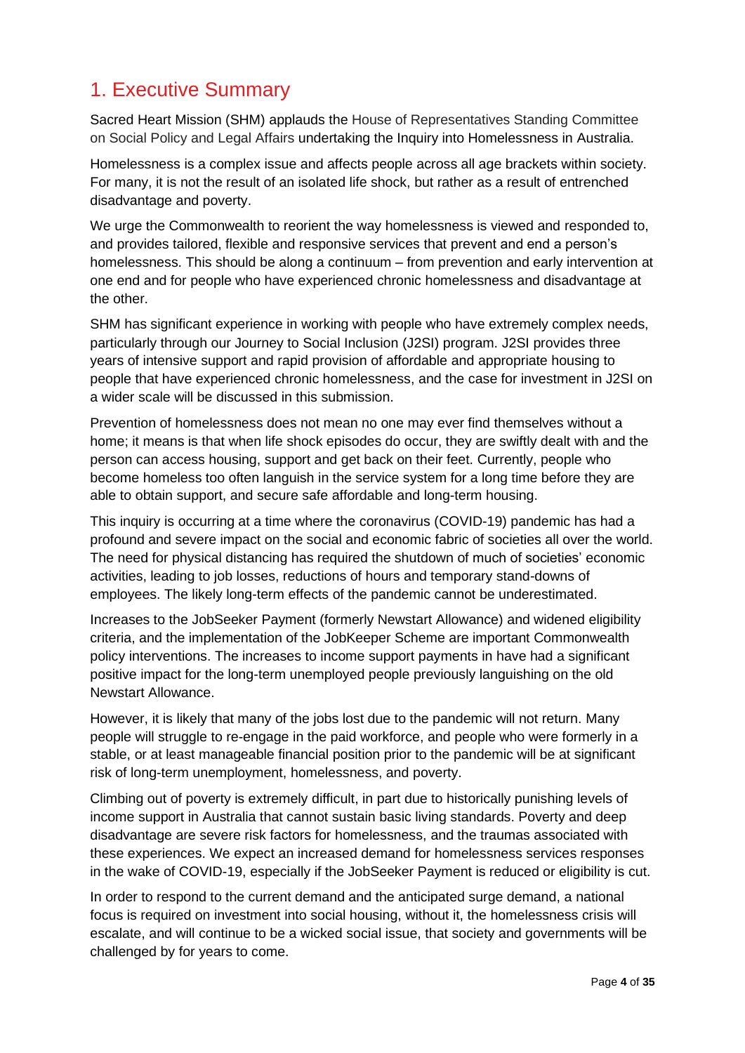# 1. Executive Summary

Sacred Heart Mission (SHM) applauds the House of Representatives Standing Committee on Social Policy and Legal Affairs undertaking the Inquiry into Homelessness in Australia.

Homelessness is a complex issue and affects people across all age brackets within society. For many, it is not the result of an isolated life shock, but rather as a result of entrenched disadvantage and poverty.

We urge the Commonwealth to reorient the way homelessness is viewed and responded to, and provides tailored, flexible and responsive services that prevent and end a person's homelessness. This should be along a continuum – from prevention and early intervention at one end and for people who have experienced chronic homelessness and disadvantage at the other.

SHM has significant experience in working with people who have extremely complex needs, particularly through our Journey to Social Inclusion (J2SI) program. J2SI provides three years of intensive support and rapid provision of affordable and appropriate housing to people that have experienced chronic homelessness, and the case for investment in J2SI on a wider scale will be discussed in this submission.

Prevention of homelessness does not mean no one may ever find themselves without a home; it means is that when life shock episodes do occur, they are swiftly dealt with and the person can access housing, support and get back on their feet. Currently, people who become homeless too often languish in the service system for a long time before they are able to obtain support, and secure safe affordable and long-term housing.

This inquiry is occurring at a time where the coronavirus (COVID-19) pandemic has had a profound and severe impact on the social and economic fabric of societies all over the world. The need for physical distancing has required the shutdown of much of societies' economic activities, leading to job losses, reductions of hours and temporary stand-downs of employees. The likely long-term effects of the pandemic cannot be underestimated.

Increases to the JobSeeker Payment (formerly Newstart Allowance) and widened eligibility criteria, and the implementation of the JobKeeper Scheme are important Commonwealth policy interventions. The increases to income support payments in have had a significant positive impact for the long-term unemployed people previously languishing on the old Newstart Allowance.

However, it is likely that many of the jobs lost due to the pandemic will not return. Many people will struggle to re-engage in the paid workforce, and people who were formerly in a stable, or at least manageable financial position prior to the pandemic will be at significant risk of long-term unemployment, homelessness, and poverty.

Climbing out of poverty is extremely difficult, in part due to historically punishing levels of income support in Australia that cannot sustain basic living standards. Poverty and deep disadvantage are severe risk factors for homelessness, and the traumas associated with these experiences. We expect an increased demand for homelessness services responses in the wake of COVID-19, especially if the JobSeeker Payment is reduced or eligibility is cut.

In order to respond to the current demand and the anticipated surge demand, a national focus is required on investment into social housing, without it, the homelessness crisis will escalate, and will continue to be a wicked social issue, that society and governments will be challenged by for years to come.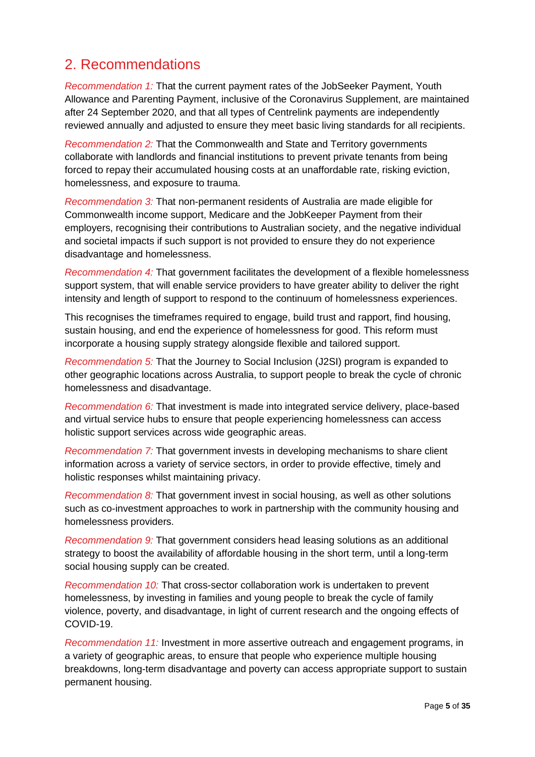## 2. Recommendations

*Recommendation 1:* That the current payment rates of the JobSeeker Payment, Youth Allowance and Parenting Payment, inclusive of the Coronavirus Supplement, are maintained after 24 September 2020, and that all types of Centrelink payments are independently reviewed annually and adjusted to ensure they meet basic living standards for all recipients.

*Recommendation 2:* That the Commonwealth and State and Territory governments collaborate with landlords and financial institutions to prevent private tenants from being forced to repay their accumulated housing costs at an unaffordable rate, risking eviction, homelessness, and exposure to trauma.

*Recommendation 3:* That non-permanent residents of Australia are made eligible for Commonwealth income support, Medicare and the JobKeeper Payment from their employers, recognising their contributions to Australian society, and the negative individual and societal impacts if such support is not provided to ensure they do not experience disadvantage and homelessness.

*Recommendation 4:* That government facilitates the development of a flexible homelessness support system, that will enable service providers to have greater ability to deliver the right intensity and length of support to respond to the continuum of homelessness experiences.

This recognises the timeframes required to engage, build trust and rapport, find housing, sustain housing, and end the experience of homelessness for good. This reform must incorporate a housing supply strategy alongside flexible and tailored support.

*Recommendation 5:* That the Journey to Social Inclusion (J2SI) program is expanded to other geographic locations across Australia, to support people to break the cycle of chronic homelessness and disadvantage.

*Recommendation 6:* That investment is made into integrated service delivery, place-based and virtual service hubs to ensure that people experiencing homelessness can access holistic support services across wide geographic areas.

*Recommendation 7:* That government invests in developing mechanisms to share client information across a variety of service sectors, in order to provide effective, timely and holistic responses whilst maintaining privacy.

*Recommendation 8:* That government invest in social housing, as well as other solutions such as co-investment approaches to work in partnership with the community housing and homelessness providers.

*Recommendation 9:* That government considers head leasing solutions as an additional strategy to boost the availability of affordable housing in the short term, until a long-term social housing supply can be created.

*Recommendation 10:* That cross-sector collaboration work is undertaken to prevent homelessness, by investing in families and young people to break the cycle of family violence, poverty, and disadvantage, in light of current research and the ongoing effects of COVID-19.

*Recommendation 11:* Investment in more assertive outreach and engagement programs, in a variety of geographic areas, to ensure that people who experience multiple housing breakdowns, long-term disadvantage and poverty can access appropriate support to sustain permanent housing.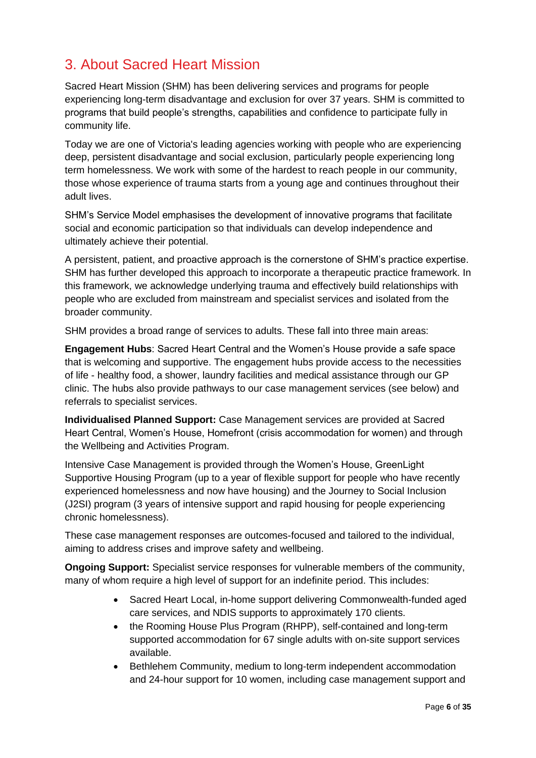# 3. About Sacred Heart Mission

Sacred Heart Mission (SHM) has been delivering services and programs for people experiencing long-term disadvantage and exclusion for over 37 years. SHM is committed to programs that build people's strengths, capabilities and confidence to participate fully in community life.

Today we are one of Victoria's leading agencies working with people who are experiencing deep, persistent disadvantage and social exclusion, particularly people experiencing long term homelessness. We work with some of the hardest to reach people in our community, those whose experience of trauma starts from a young age and continues throughout their adult lives.

SHM's Service Model emphasises the development of innovative programs that facilitate social and economic participation so that individuals can develop independence and ultimately achieve their potential.

A persistent, patient, and proactive approach is the cornerstone of SHM's practice expertise. SHM has further developed this approach to incorporate a therapeutic practice framework. In this framework, we acknowledge underlying trauma and effectively build relationships with people who are excluded from mainstream and specialist services and isolated from the broader community.

SHM provides a broad range of services to adults. These fall into three main areas:

**Engagement Hubs**: Sacred Heart Central and the Women's House provide a safe space that is welcoming and supportive. The engagement hubs provide access to the necessities of life - healthy food, a shower, laundry facilities and medical assistance through our GP clinic. The hubs also provide pathways to our case management services (see below) and referrals to specialist services.

**Individualised Planned Support:** Case Management services are provided at Sacred Heart Central, Women's House, Homefront (crisis accommodation for women) and through the Wellbeing and Activities Program.

Intensive Case Management is provided through the Women's House, GreenLight Supportive Housing Program (up to a year of flexible support for people who have recently experienced homelessness and now have housing) and the Journey to Social Inclusion (J2SI) program (3 years of intensive support and rapid housing for people experiencing chronic homelessness).

These case management responses are outcomes-focused and tailored to the individual, aiming to address crises and improve safety and wellbeing.

**Ongoing Support:** Specialist service responses for vulnerable members of the community, many of whom require a high level of support for an indefinite period. This includes:

- Sacred Heart Local, in-home support delivering Commonwealth-funded aged care services, and NDIS supports to approximately 170 clients.
- the Rooming House Plus Program (RHPP), self-contained and long-term supported accommodation for 67 single adults with on-site support services available.
- Bethlehem Community, medium to long-term independent accommodation and 24-hour support for 10 women, including case management support and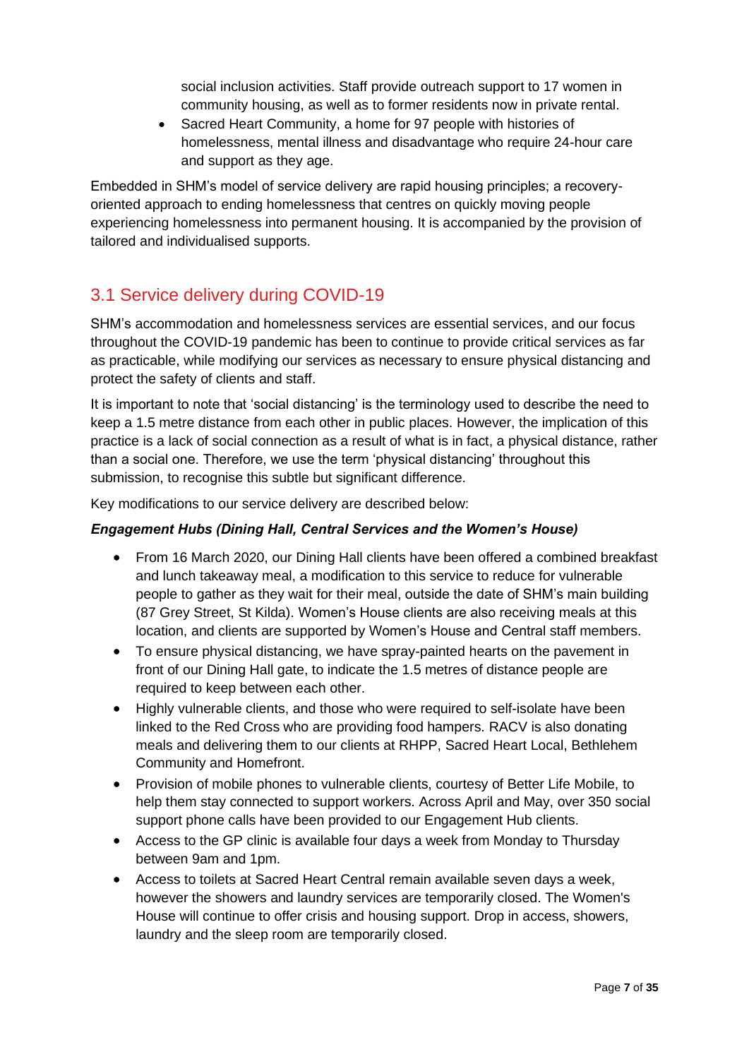social inclusion activities. Staff provide outreach support to 17 women in community housing, as well as to former residents now in private rental.

- Sacred Heart Community, a home for 97 people with histories of homelessness, mental illness and disadvantage who require 24-hour care and support as they age.

Embedded in SHM's model of service delivery are rapid housing principles; a recovery-oriented approach to ending homelessness that centres on quickly moving people experiencing homelessness into permanent housing. It is accompanied by the provision of tailored and individualised supports.

## 3.1 Service delivery during COVID-19

SHM's accommodation and homelessness services are essential services, and our focus throughout the COVID-19 pandemic has been to continue to provide critical services as far as practicable, while modifying our services as necessary to ensure physical distancing and protect the safety of clients and staff.

It is important to note that 'social distancing' is the terminology used to describe the need to keep a 1.5 metre distance from each other in public places. However, the implication of this practice is a lack of social connection as a result of what is in fact, a physical distance, rather than a social one. Therefore, we use the term 'physical distancing' throughout this submission, to recognise this subtle but significant difference.

Key modifications to our service delivery are described below:

***Engagement Hubs (Dining Hall, Central Services and the Women's House)***

- From 16 March 2020, our Dining Hall clients have been offered a combined breakfast and lunch takeaway meal, a modification to this service to reduce for vulnerable people to gather as they wait for their meal, outside the date of SHM's main building (87 Grey Street, St Kilda). Women's House clients are also receiving meals at this location, and clients are supported by Women's House and Central staff members.
- To ensure physical distancing, we have spray-painted hearts on the pavement in front of our Dining Hall gate, to indicate the 1.5 metres of distance people are required to keep between each other.
- Highly vulnerable clients, and those who were required to self-isolate have been linked to the Red Cross who are providing food hampers. RACV is also donating meals and delivering them to our clients at RHPP, Sacred Heart Local, Bethlehem Community and Homefront.
- Provision of mobile phones to vulnerable clients, courtesy of Better Life Mobile, to help them stay connected to support workers. Across April and May, over 350 social support phone calls have been provided to our Engagement Hub clients.
- Access to the GP clinic is available four days a week from Monday to Thursday between 9am and 1pm.
- Access to toilets at Sacred Heart Central remain available seven days a week, however the showers and laundry services are temporarily closed. The Women's House will continue to offer crisis and housing support. Drop in access, showers, laundry and the sleep room are temporarily closed.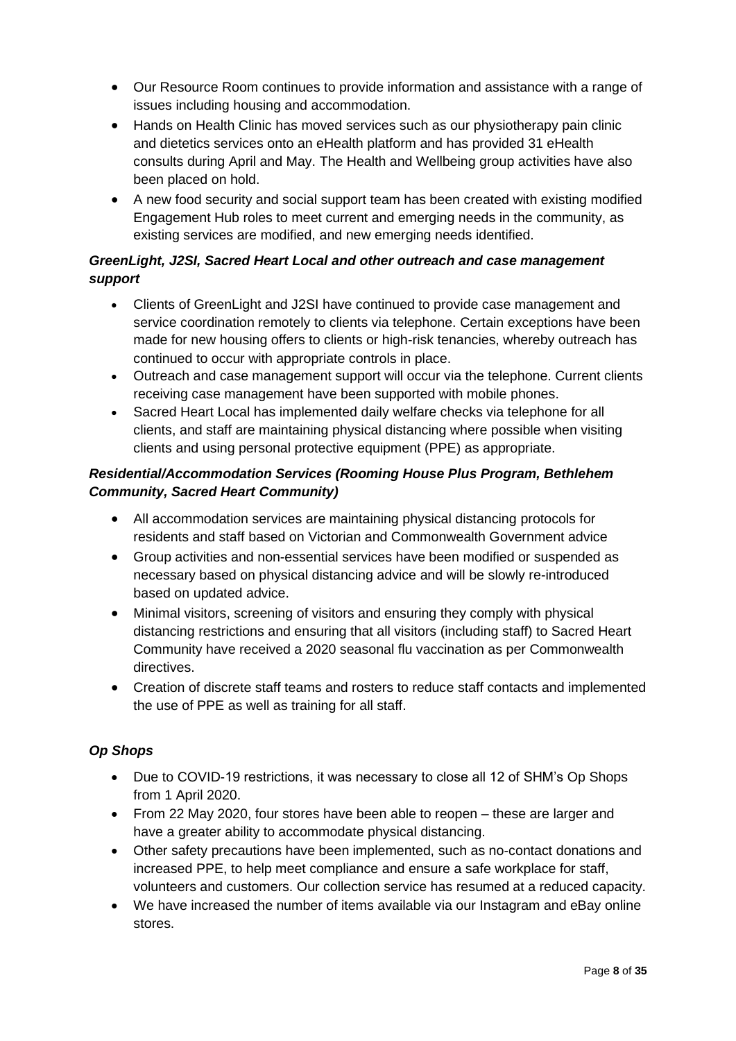- Our Resource Room continues to provide information and assistance with a range of issues including housing and accommodation.
- Hands on Health Clinic has moved services such as our physiotherapy pain clinic and dietetics services onto an eHealth platform and has provided 31 eHealth consults during April and May. The Health and Wellbeing group activities have also been placed on hold.
- A new food security and social support team has been created with existing modified Engagement Hub roles to meet current and emerging needs in the community, as existing services are modified, and new emerging needs identified.

### *GreenLight, J2SI, Sacred Heart Local and other outreach and case management support*

- Clients of GreenLight and J2SI have continued to provide case management and service coordination remotely to clients via telephone. Certain exceptions have been made for new housing offers to clients or high-risk tenancies, whereby outreach has continued to occur with appropriate controls in place.
- Outreach and case management support will occur via the telephone. Current clients receiving case management have been supported with mobile phones.
- Sacred Heart Local has implemented daily welfare checks via telephone for all clients, and staff are maintaining physical distancing where possible when visiting clients and using personal protective equipment (PPE) as appropriate.

### *Residential/Accommodation Services (Rooming House Plus Program, Bethlehem Community, Sacred Heart Community)*

- All accommodation services are maintaining physical distancing protocols for residents and staff based on Victorian and Commonwealth Government advice
- Group activities and non-essential services have been modified or suspended as necessary based on physical distancing advice and will be slowly re-introduced based on updated advice.
- Minimal visitors, screening of visitors and ensuring they comply with physical distancing restrictions and ensuring that all visitors (including staff) to Sacred Heart Community have received a 2020 seasonal flu vaccination as per Commonwealth directives.
- Creation of discrete staff teams and rosters to reduce staff contacts and implemented the use of PPE as well as training for all staff.

### *Op Shops*

- Due to COVID-19 restrictions, it was necessary to close all 12 of SHM's Op Shops from 1 April 2020.
- From 22 May 2020, four stores have been able to reopen – these are larger and have a greater ability to accommodate physical distancing.
- Other safety precautions have been implemented, such as no-contact donations and increased PPE, to help meet compliance and ensure a safe workplace for staff, volunteers and customers. Our collection service has resumed at a reduced capacity.
- We have increased the number of items available via our Instagram and eBay online stores.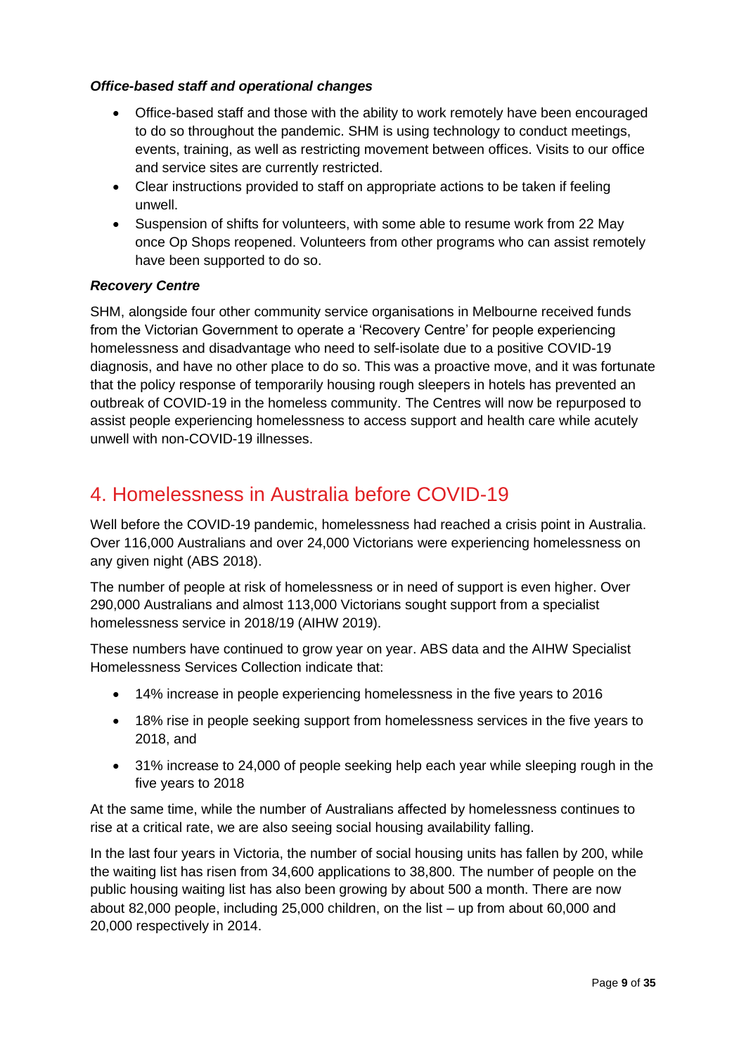### *Office-based staff and operational changes*

- Office-based staff and those with the ability to work remotely have been encouraged to do so throughout the pandemic. SHM is using technology to conduct meetings, events, training, as well as restricting movement between offices. Visits to our office and service sites are currently restricted.
- Clear instructions provided to staff on appropriate actions to be taken if feeling unwell.
- Suspension of shifts for volunteers, with some able to resume work from 22 May once Op Shops reopened. Volunteers from other programs who can assist remotely have been supported to do so.

### *Recovery Centre*

SHM, alongside four other community service organisations in Melbourne received funds from the Victorian Government to operate a 'Recovery Centre' for people experiencing homelessness and disadvantage who need to self-isolate due to a positive COVID-19 diagnosis, and have no other place to do so. This was a proactive move, and it was fortunate that the policy response of temporarily housing rough sleepers in hotels has prevented an outbreak of COVID-19 in the homeless community. The Centres will now be repurposed to assist people experiencing homelessness to access support and health care while acutely unwell with non-COVID-19 illnesses.

## 4. Homelessness in Australia before COVID-19

Well before the COVID-19 pandemic, homelessness had reached a crisis point in Australia. Over 116,000 Australians and over 24,000 Victorians were experiencing homelessness on any given night (ABS 2018).

The number of people at risk of homelessness or in need of support is even higher. Over 290,000 Australians and almost 113,000 Victorians sought support from a specialist homelessness service in 2018/19 (AIHW 2019).

These numbers have continued to grow year on year. ABS data and the AIHW Specialist Homelessness Services Collection indicate that:

- 14% increase in people experiencing homelessness in the five years to 2016
- 18% rise in people seeking support from homelessness services in the five years to 2018, and
- 31% increase to 24,000 of people seeking help each year while sleeping rough in the five years to 2018

At the same time, while the number of Australians affected by homelessness continues to rise at a critical rate, we are also seeing social housing availability falling.

In the last four years in Victoria, the number of social housing units has fallen by 200, while the waiting list has risen from 34,600 applications to 38,800. The number of people on the public housing waiting list has also been growing by about 500 a month. There are now about 82,000 people, including 25,000 children, on the list – up from about 60,000 and 20,000 respectively in 2014.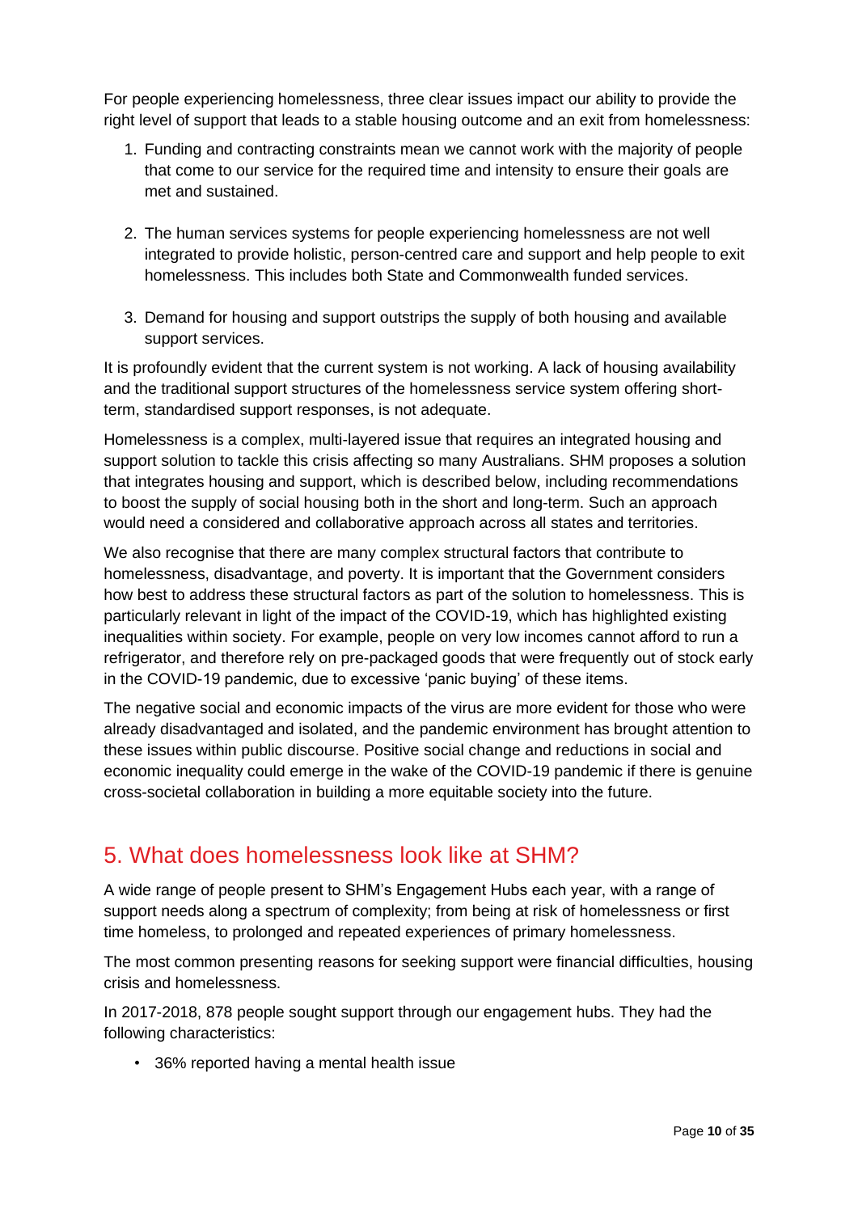For people experiencing homelessness, three clear issues impact our ability to provide the right level of support that leads to a stable housing outcome and an exit from homelessness:

1. Funding and contracting constraints mean we cannot work with the majority of people that come to our service for the required time and intensity to ensure their goals are met and sustained.

2. The human services systems for people experiencing homelessness are not well integrated to provide holistic, person-centred care and support and help people to exit homelessness. This includes both State and Commonwealth funded services.

3. Demand for housing and support outstrips the supply of both housing and available support services.

It is profoundly evident that the current system is not working. A lack of housing availability and the traditional support structures of the homelessness service system offering short-term, standardised support responses, is not adequate.

Homelessness is a complex, multi-layered issue that requires an integrated housing and support solution to tackle this crisis affecting so many Australians. SHM proposes a solution that integrates housing and support, which is described below, including recommendations to boost the supply of social housing both in the short and long-term. Such an approach would need a considered and collaborative approach across all states and territories.

We also recognise that there are many complex structural factors that contribute to homelessness, disadvantage, and poverty. It is important that the Government considers how best to address these structural factors as part of the solution to homelessness. This is particularly relevant in light of the impact of the COVID-19, which has highlighted existing inequalities within society. For example, people on very low incomes cannot afford to run a refrigerator, and therefore rely on pre-packaged goods that were frequently out of stock early in the COVID-19 pandemic, due to excessive 'panic buying' of these items.

The negative social and economic impacts of the virus are more evident for those who were already disadvantaged and isolated, and the pandemic environment has brought attention to these issues within public discourse. Positive social change and reductions in social and economic inequality could emerge in the wake of the COVID-19 pandemic if there is genuine cross-societal collaboration in building a more equitable society into the future.

## 5. What does homelessness look like at SHM?

A wide range of people present to SHM's Engagement Hubs each year, with a range of support needs along a spectrum of complexity; from being at risk of homelessness or first time homeless, to prolonged and repeated experiences of primary homelessness.

The most common presenting reasons for seeking support were financial difficulties, housing crisis and homelessness.

In 2017-2018, 878 people sought support through our engagement hubs. They had the following characteristics:

- 36% reported having a mental health issue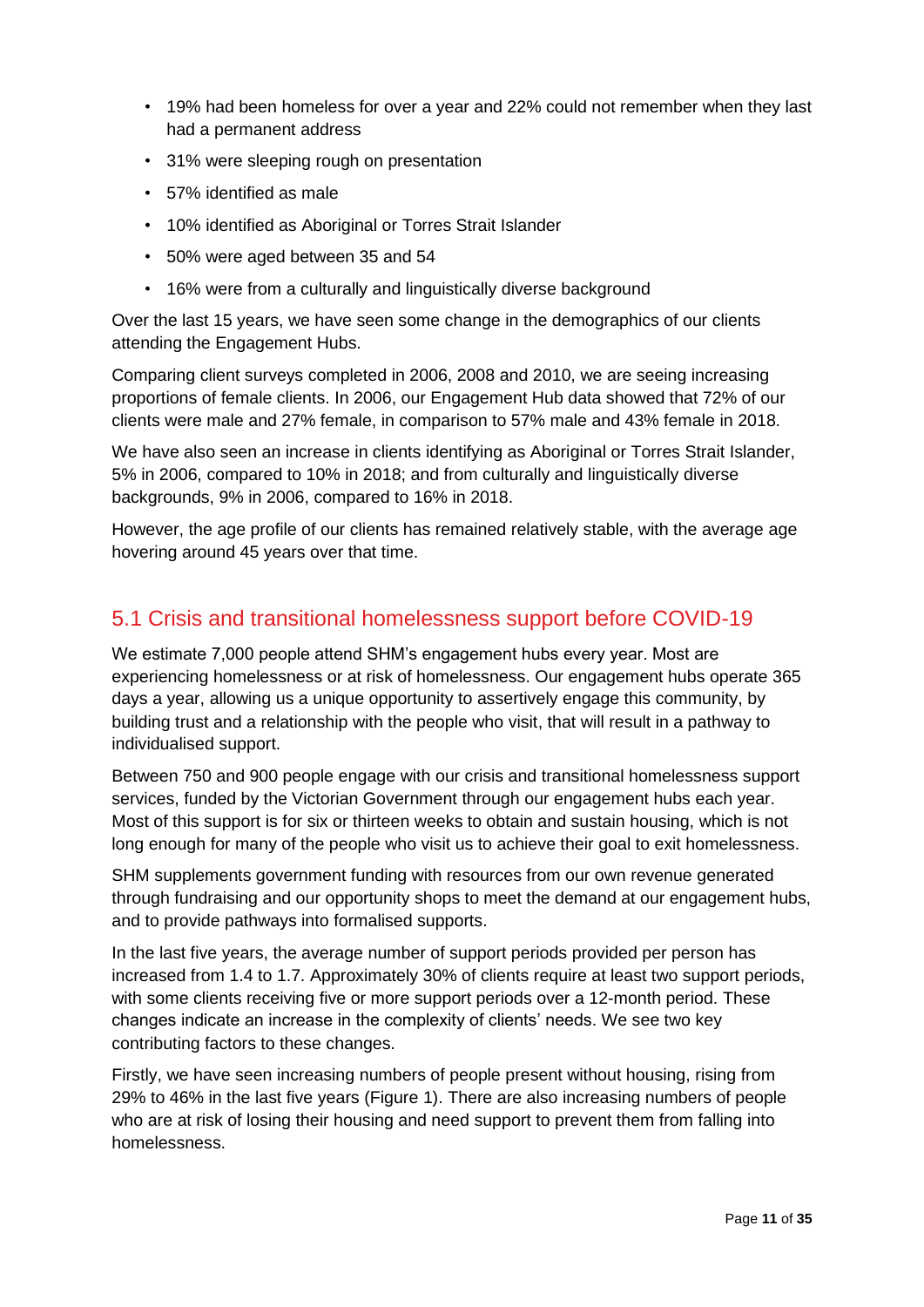- 19% had been homeless for over a year and 22% could not remember when they last had a permanent address
- 31% were sleeping rough on presentation
- 57% identified as male
- 10% identified as Aboriginal or Torres Strait Islander
- 50% were aged between 35 and 54
- 16% were from a culturally and linguistically diverse background

Over the last 15 years, we have seen some change in the demographics of our clients attending the Engagement Hubs.

Comparing client surveys completed in 2006, 2008 and 2010, we are seeing increasing proportions of female clients. In 2006, our Engagement Hub data showed that 72% of our clients were male and 27% female, in comparison to 57% male and 43% female in 2018.

We have also seen an increase in clients identifying as Aboriginal or Torres Strait Islander, 5% in 2006, compared to 10% in 2018; and from culturally and linguistically diverse backgrounds, 9% in 2006, compared to 16% in 2018.

However, the age profile of our clients has remained relatively stable, with the average age hovering around 45 years over that time.

## 5.1 Crisis and transitional homelessness support before COVID-19

We estimate 7,000 people attend SHM's engagement hubs every year. Most are experiencing homelessness or at risk of homelessness. Our engagement hubs operate 365 days a year, allowing us a unique opportunity to assertively engage this community, by building trust and a relationship with the people who visit, that will result in a pathway to individualised support.

Between 750 and 900 people engage with our crisis and transitional homelessness support services, funded by the Victorian Government through our engagement hubs each year. Most of this support is for six or thirteen weeks to obtain and sustain housing, which is not long enough for many of the people who visit us to achieve their goal to exit homelessness.

SHM supplements government funding with resources from our own revenue generated through fundraising and our opportunity shops to meet the demand at our engagement hubs, and to provide pathways into formalised supports.

In the last five years, the average number of support periods provided per person has increased from 1.4 to 1.7. Approximately 30% of clients require at least two support periods, with some clients receiving five or more support periods over a 12-month period. These changes indicate an increase in the complexity of clients' needs. We see two key contributing factors to these changes.

Firstly, we have seen increasing numbers of people present without housing, rising from 29% to 46% in the last five years (Figure 1). There are also increasing numbers of people who are at risk of losing their housing and need support to prevent them from falling into homelessness.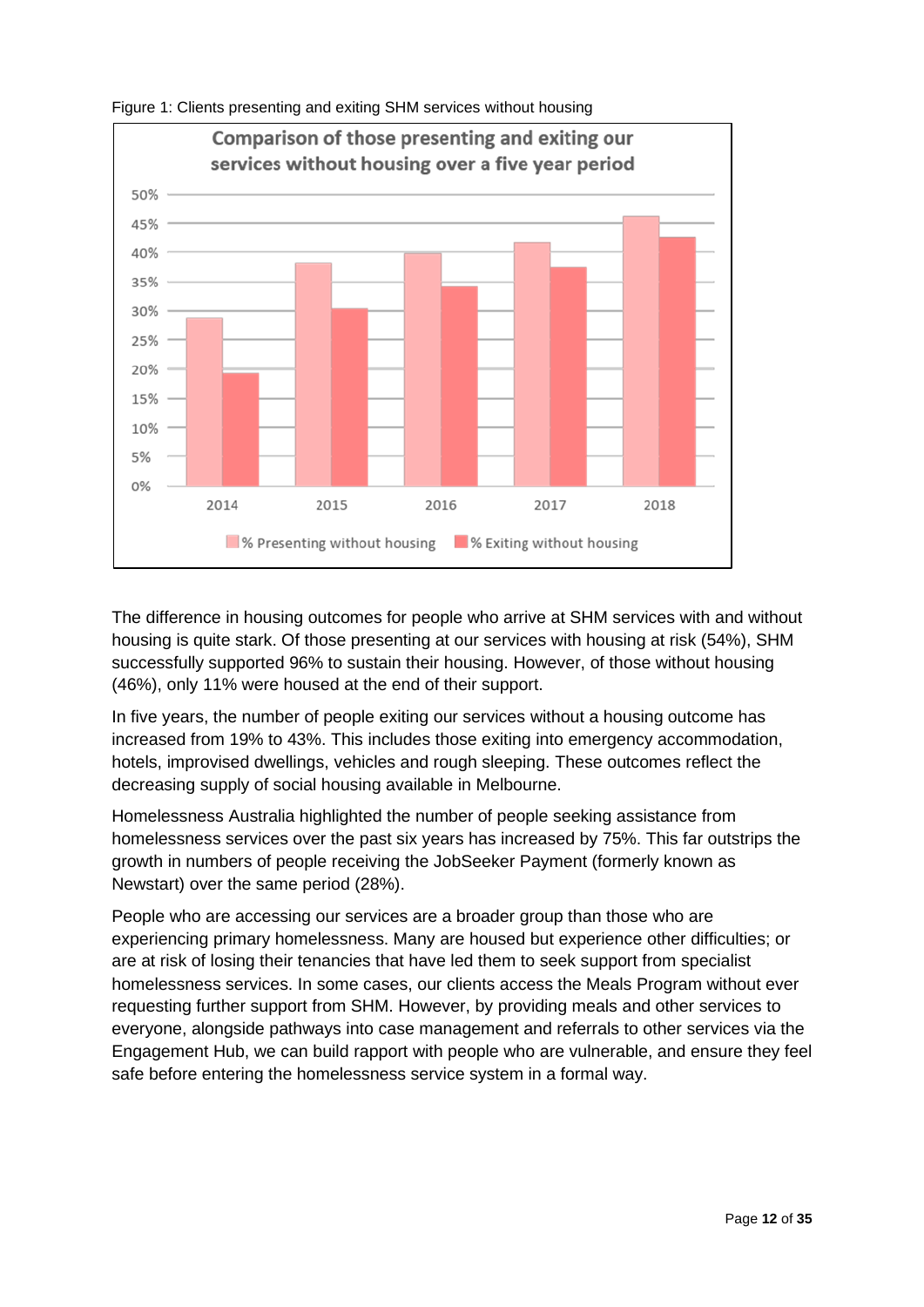Figure 1: Clients presenting and exiting SHM services without housing

The difference in housing outcomes for people who arrive at SHM services with and without housing is quite stark. Of those presenting at our services with housing at risk (54%), SHM successfully supported 96% to sustain their housing. However, of those without housing (46%), only 11% were housed at the end of their support.

In five years, the number of people exiting our services without a housing outcome has increased from 19% to 43%. This includes those exiting into emergency accommodation, hotels, improvised dwellings, vehicles and rough sleeping. These outcomes reflect the decreasing supply of social housing available in Melbourne.

Homelessness Australia highlighted the number of people seeking assistance from homelessness services over the past six years has increased by 75%. This far outstrips the growth in numbers of people receiving the JobSeeker Payment (formerly known as Newstart) over the same period (28%).

People who are accessing our services are a broader group than those who are experiencing primary homelessness. Many are housed but experience other difficulties; or are at risk of losing their tenancies that have led them to seek support from specialist homelessness services. In some cases, our clients access the Meals Program without ever requesting further support from SHM. However, by providing meals and other services to everyone, alongside pathways into case management and referrals to other services via the Engagement Hub, we can build rapport with people who are vulnerable, and ensure they feel safe before entering the homelessness service system in a formal way.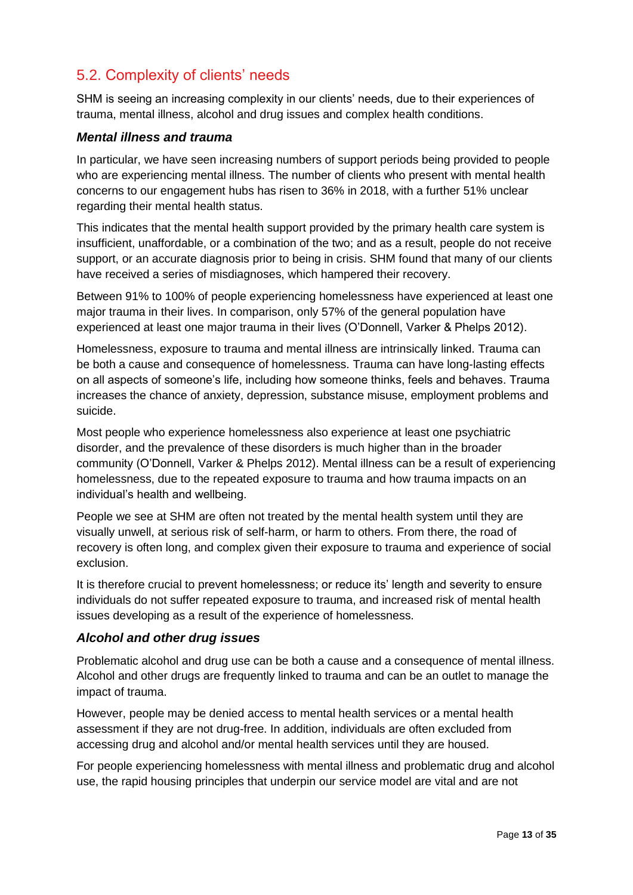## 5.2. Complexity of clients' needs

SHM is seeing an increasing complexity in our clients' needs, due to their experiences of trauma, mental illness, alcohol and drug issues and complex health conditions.

### *Mental illness and trauma*

In particular, we have seen increasing numbers of support periods being provided to people who are experiencing mental illness. The number of clients who present with mental health concerns to our engagement hubs has risen to 36% in 2018, with a further 51% unclear regarding their mental health status.

This indicates that the mental health support provided by the primary health care system is insufficient, unaffordable, or a combination of the two; and as a result, people do not receive support, or an accurate diagnosis prior to being in crisis. SHM found that many of our clients have received a series of misdiagnoses, which hampered their recovery.

Between 91% to 100% of people experiencing homelessness have experienced at least one major trauma in their lives. In comparison, only 57% of the general population have experienced at least one major trauma in their lives (O'Donnell, Varker & Phelps 2012).

Homelessness, exposure to trauma and mental illness are intrinsically linked. Trauma can be both a cause and consequence of homelessness. Trauma can have long-lasting effects on all aspects of someone's life, including how someone thinks, feels and behaves. Trauma increases the chance of anxiety, depression, substance misuse, employment problems and suicide.

Most people who experience homelessness also experience at least one psychiatric disorder, and the prevalence of these disorders is much higher than in the broader community (O'Donnell, Varker & Phelps 2012). Mental illness can be a result of experiencing homelessness, due to the repeated exposure to trauma and how trauma impacts on an individual's health and wellbeing.

People we see at SHM are often not treated by the mental health system until they are visually unwell, at serious risk of self-harm, or harm to others. From there, the road of recovery is often long, and complex given their exposure to trauma and experience of social exclusion.

It is therefore crucial to prevent homelessness; or reduce its' length and severity to ensure individuals do not suffer repeated exposure to trauma, and increased risk of mental health issues developing as a result of the experience of homelessness.

### *Alcohol and other drug issues*

Problematic alcohol and drug use can be both a cause and a consequence of mental illness. Alcohol and other drugs are frequently linked to trauma and can be an outlet to manage the impact of trauma.

However, people may be denied access to mental health services or a mental health assessment if they are not drug-free. In addition, individuals are often excluded from accessing drug and alcohol and/or mental health services until they are housed.

For people experiencing homelessness with mental illness and problematic drug and alcohol use, the rapid housing principles that underpin our service model are vital and are not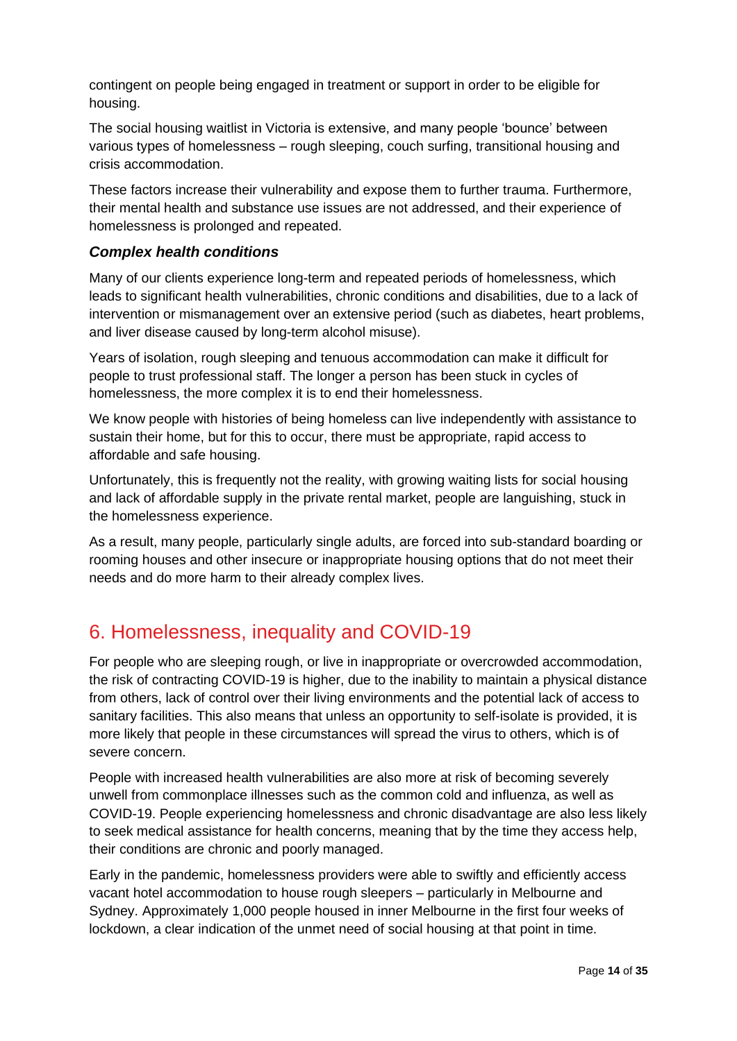contingent on people being engaged in treatment or support in order to be eligible for housing.

The social housing waitlist in Victoria is extensive, and many people 'bounce' between various types of homelessness – rough sleeping, couch surfing, transitional housing and crisis accommodation.

These factors increase their vulnerability and expose them to further trauma. Furthermore, their mental health and substance use issues are not addressed, and their experience of homelessness is prolonged and repeated.

### *Complex health conditions*

Many of our clients experience long-term and repeated periods of homelessness, which leads to significant health vulnerabilities, chronic conditions and disabilities, due to a lack of intervention or mismanagement over an extensive period (such as diabetes, heart problems, and liver disease caused by long-term alcohol misuse).

Years of isolation, rough sleeping and tenuous accommodation can make it difficult for people to trust professional staff. The longer a person has been stuck in cycles of homelessness, the more complex it is to end their homelessness.

We know people with histories of being homeless can live independently with assistance to sustain their home, but for this to occur, there must be appropriate, rapid access to affordable and safe housing.

Unfortunately, this is frequently not the reality, with growing waiting lists for social housing and lack of affordable supply in the private rental market, people are languishing, stuck in the homelessness experience.

As a result, many people, particularly single adults, are forced into sub-standard boarding or rooming houses and other insecure or inappropriate housing options that do not meet their needs and do more harm to their already complex lives.

## 6. Homelessness, inequality and COVID-19

For people who are sleeping rough, or live in inappropriate or overcrowded accommodation, the risk of contracting COVID-19 is higher, due to the inability to maintain a physical distance from others, lack of control over their living environments and the potential lack of access to sanitary facilities. This also means that unless an opportunity to self-isolate is provided, it is more likely that people in these circumstances will spread the virus to others, which is of severe concern.

People with increased health vulnerabilities are also more at risk of becoming severely unwell from commonplace illnesses such as the common cold and influenza, as well as COVID-19. People experiencing homelessness and chronic disadvantage are also less likely to seek medical assistance for health concerns, meaning that by the time they access help, their conditions are chronic and poorly managed.

Early in the pandemic, homelessness providers were able to swiftly and efficiently access vacant hotel accommodation to house rough sleepers – particularly in Melbourne and Sydney. Approximately 1,000 people housed in inner Melbourne in the first four weeks of lockdown, a clear indication of the unmet need of social housing at that point in time.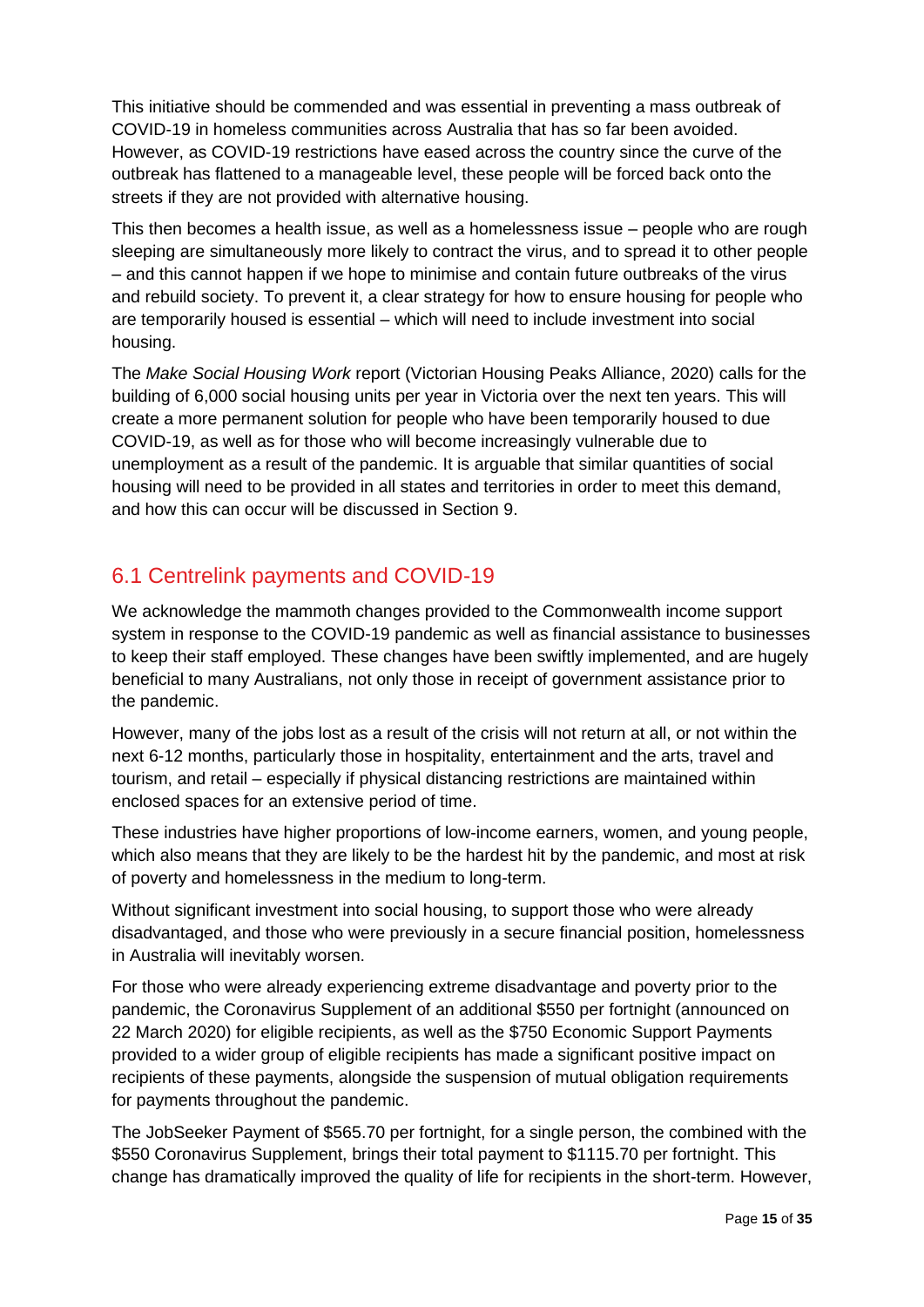This initiative should be commended and was essential in preventing a mass outbreak of COVID-19 in homeless communities across Australia that has so far been avoided. However, as COVID-19 restrictions have eased across the country since the curve of the outbreak has flattened to a manageable level, these people will be forced back onto the streets if they are not provided with alternative housing.

This then becomes a health issue, as well as a homelessness issue – people who are rough sleeping are simultaneously more likely to contract the virus, and to spread it to other people – and this cannot happen if we hope to minimise and contain future outbreaks of the virus and rebuild society. To prevent it, a clear strategy for how to ensure housing for people who are temporarily housed is essential – which will need to include investment into social housing.

The *Make Social Housing Work* report (Victorian Housing Peaks Alliance, 2020) calls for the building of 6,000 social housing units per year in Victoria over the next ten years. This will create a more permanent solution for people who have been temporarily housed to due COVID-19, as well as for those who will become increasingly vulnerable due to unemployment as a result of the pandemic. It is arguable that similar quantities of social housing will need to be provided in all states and territories in order to meet this demand, and how this can occur will be discussed in Section 9.

## 6.1 Centrelink payments and COVID-19

We acknowledge the mammoth changes provided to the Commonwealth income support system in response to the COVID-19 pandemic as well as financial assistance to businesses to keep their staff employed. These changes have been swiftly implemented, and are hugely beneficial to many Australians, not only those in receipt of government assistance prior to the pandemic.

However, many of the jobs lost as a result of the crisis will not return at all, or not within the next 6-12 months, particularly those in hospitality, entertainment and the arts, travel and tourism, and retail – especially if physical distancing restrictions are maintained within enclosed spaces for an extensive period of time.

These industries have higher proportions of low-income earners, women, and young people, which also means that they are likely to be the hardest hit by the pandemic, and most at risk of poverty and homelessness in the medium to long-term.

Without significant investment into social housing, to support those who were already disadvantaged, and those who were previously in a secure financial position, homelessness in Australia will inevitably worsen.

For those who were already experiencing extreme disadvantage and poverty prior to the pandemic, the Coronavirus Supplement of an additional $550 per fortnight (announced on 22 March 2020) for eligible recipients, as well as the $750 Economic Support Payments provided to a wider group of eligible recipients has made a significant positive impact on recipients of these payments, alongside the suspension of mutual obligation requirements for payments throughout the pandemic.

The JobSeeker Payment of $565.70 per fortnight, for a single person, the combined with the $550 Coronavirus Supplement, brings their total payment to $1115.70 per fortnight. This change has dramatically improved the quality of life for recipients in the short-term. However,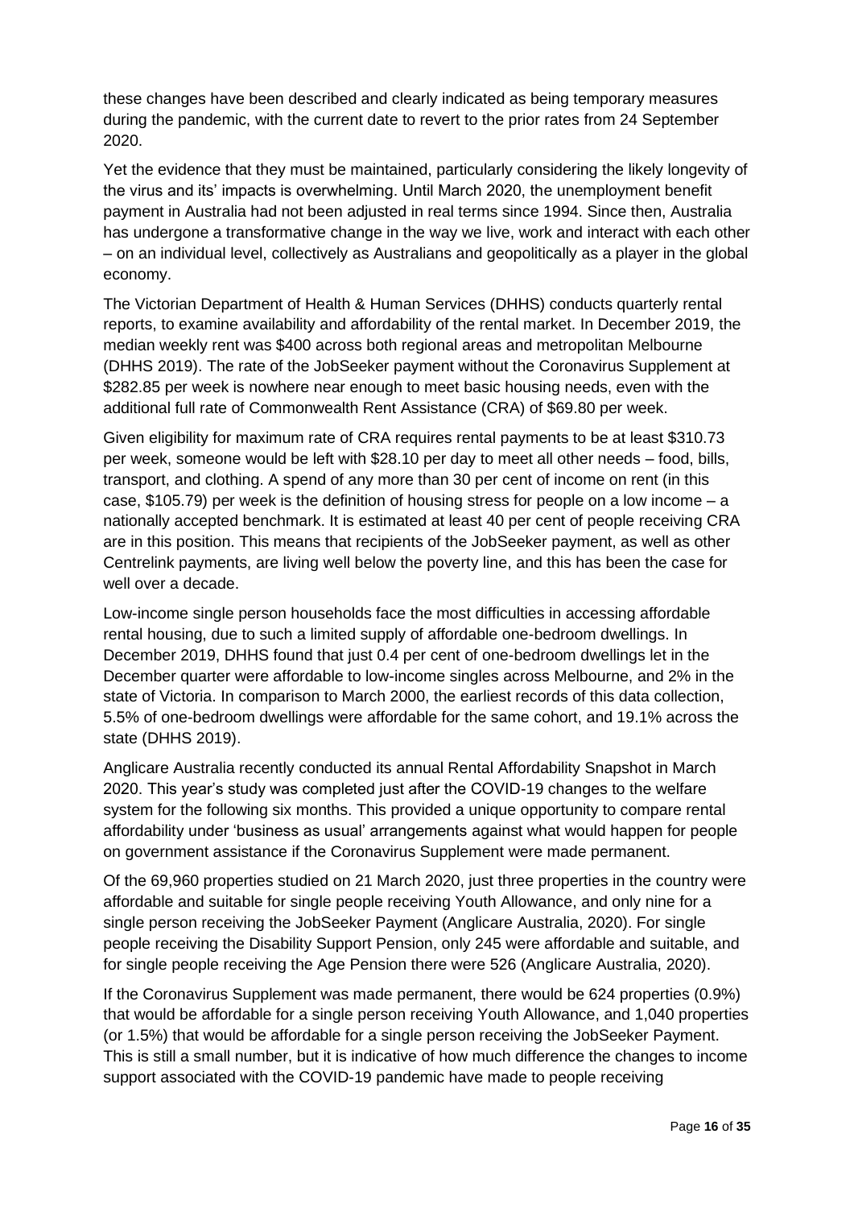these changes have been described and clearly indicated as being temporary measures during the pandemic, with the current date to revert to the prior rates from 24 September 2020.

Yet the evidence that they must be maintained, particularly considering the likely longevity of the virus and its' impacts is overwhelming. Until March 2020, the unemployment benefit payment in Australia had not been adjusted in real terms since 1994. Since then, Australia has undergone a transformative change in the way we live, work and interact with each other – on an individual level, collectively as Australians and geopolitically as a player in the global economy.

The Victorian Department of Health & Human Services (DHHS) conducts quarterly rental reports, to examine availability and affordability of the rental market. In December 2019, the median weekly rent was $400 across both regional areas and metropolitan Melbourne (DHHS 2019). The rate of the JobSeeker payment without the Coronavirus Supplement at $282.85 per week is nowhere near enough to meet basic housing needs, even with the additional full rate of Commonwealth Rent Assistance (CRA) of $69.80 per week.

Given eligibility for maximum rate of CRA requires rental payments to be at least $310.73 per week, someone would be left with $28.10 per day to meet all other needs – food, bills, transport, and clothing. A spend of any more than 30 per cent of income on rent (in this case, $105.79) per week is the definition of housing stress for people on a low income – a nationally accepted benchmark. It is estimated at least 40 per cent of people receiving CRA are in this position. This means that recipients of the JobSeeker payment, as well as other Centrelink payments, are living well below the poverty line, and this has been the case for well over a decade.

Low-income single person households face the most difficulties in accessing affordable rental housing, due to such a limited supply of affordable one-bedroom dwellings. In December 2019, DHHS found that just 0.4 per cent of one-bedroom dwellings let in the December quarter were affordable to low-income singles across Melbourne, and 2% in the state of Victoria. In comparison to March 2000, the earliest records of this data collection, 5.5% of one-bedroom dwellings were affordable for the same cohort, and 19.1% across the state (DHHS 2019).

Anglicare Australia recently conducted its annual Rental Affordability Snapshot in March 2020. This year's study was completed just after the COVID-19 changes to the welfare system for the following six months. This provided a unique opportunity to compare rental affordability under 'business as usual' arrangements against what would happen for people on government assistance if the Coronavirus Supplement were made permanent.

Of the 69,960 properties studied on 21 March 2020, just three properties in the country were affordable and suitable for single people receiving Youth Allowance, and only nine for a single person receiving the JobSeeker Payment (Anglicare Australia, 2020). For single people receiving the Disability Support Pension, only 245 were affordable and suitable, and for single people receiving the Age Pension there were 526 (Anglicare Australia, 2020).

If the Coronavirus Supplement was made permanent, there would be 624 properties (0.9%) that would be affordable for a single person receiving Youth Allowance, and 1,040 properties (or 1.5%) that would be affordable for a single person receiving the JobSeeker Payment. This is still a small number, but it is indicative of how much difference the changes to income support associated with the COVID-19 pandemic have made to people receiving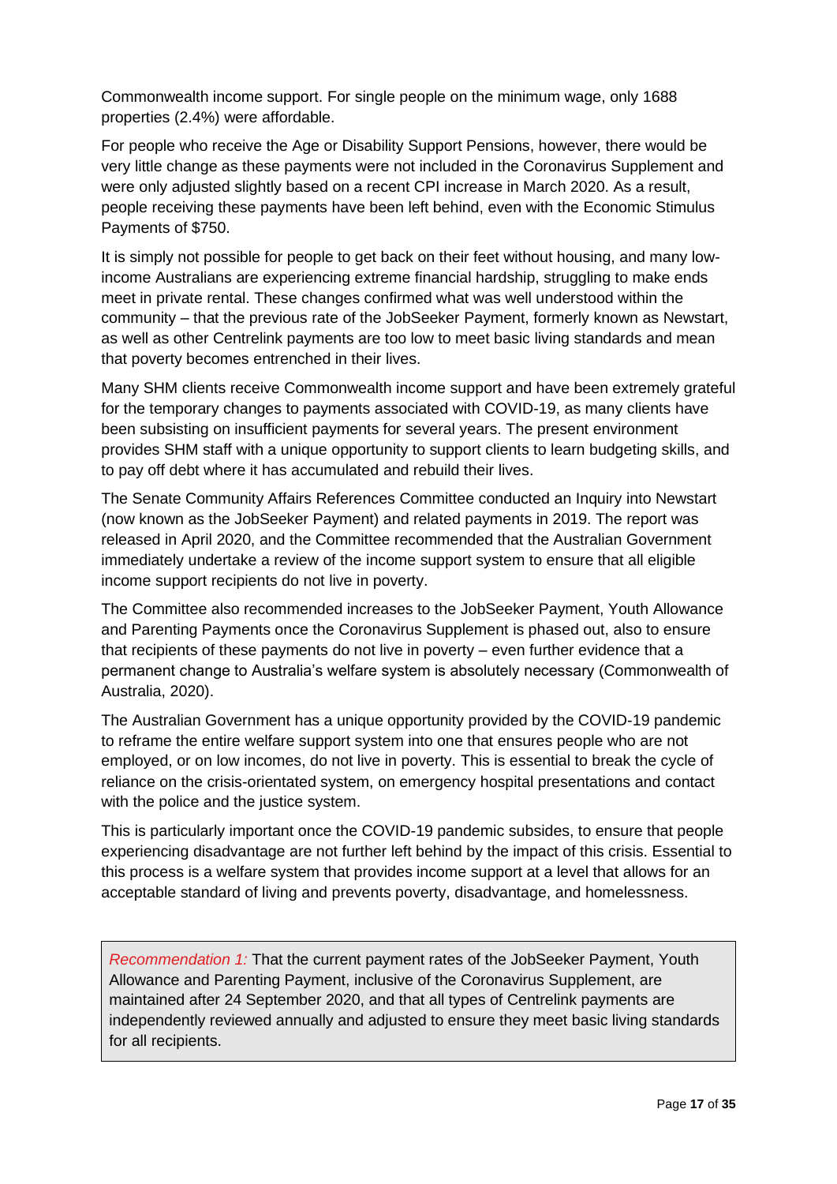Commonwealth income support. For single people on the minimum wage, only 1688 properties (2.4%) were affordable.

For people who receive the Age or Disability Support Pensions, however, there would be very little change as these payments were not included in the Coronavirus Supplement and were only adjusted slightly based on a recent CPI increase in March 2020. As a result, people receiving these payments have been left behind, even with the Economic Stimulus Payments of $750.

It is simply not possible for people to get back on their feet without housing, and many low-income Australians are experiencing extreme financial hardship, struggling to make ends meet in private rental. These changes confirmed what was well understood within the community – that the previous rate of the JobSeeker Payment, formerly known as Newstart, as well as other Centrelink payments are too low to meet basic living standards and mean that poverty becomes entrenched in their lives.

Many SHM clients receive Commonwealth income support and have been extremely grateful for the temporary changes to payments associated with COVID-19, as many clients have been subsisting on insufficient payments for several years. The present environment provides SHM staff with a unique opportunity to support clients to learn budgeting skills, and to pay off debt where it has accumulated and rebuild their lives.

The Senate Community Affairs References Committee conducted an Inquiry into Newstart (now known as the JobSeeker Payment) and related payments in 2019. The report was released in April 2020, and the Committee recommended that the Australian Government immediately undertake a review of the income support system to ensure that all eligible income support recipients do not live in poverty.

The Committee also recommended increases to the JobSeeker Payment, Youth Allowance and Parenting Payments once the Coronavirus Supplement is phased out, also to ensure that recipients of these payments do not live in poverty – even further evidence that a permanent change to Australia's welfare system is absolutely necessary (Commonwealth of Australia, 2020).

The Australian Government has a unique opportunity provided by the COVID-19 pandemic to reframe the entire welfare support system into one that ensures people who are not employed, or on low incomes, do not live in poverty. This is essential to break the cycle of reliance on the crisis-orientated system, on emergency hospital presentations and contact with the police and the justice system.

This is particularly important once the COVID-19 pandemic subsides, to ensure that people experiencing disadvantage are not further left behind by the impact of this crisis. Essential to this process is a welfare system that provides income support at a level that allows for an acceptable standard of living and prevents poverty, disadvantage, and homelessness.

> *Recommendation 1:* That the current payment rates of the JobSeeker Payment, Youth Allowance and Parenting Payment, inclusive of the Coronavirus Supplement, are maintained after 24 September 2020, and that all types of Centrelink payments are independently reviewed annually and adjusted to ensure they meet basic living standards for all recipients.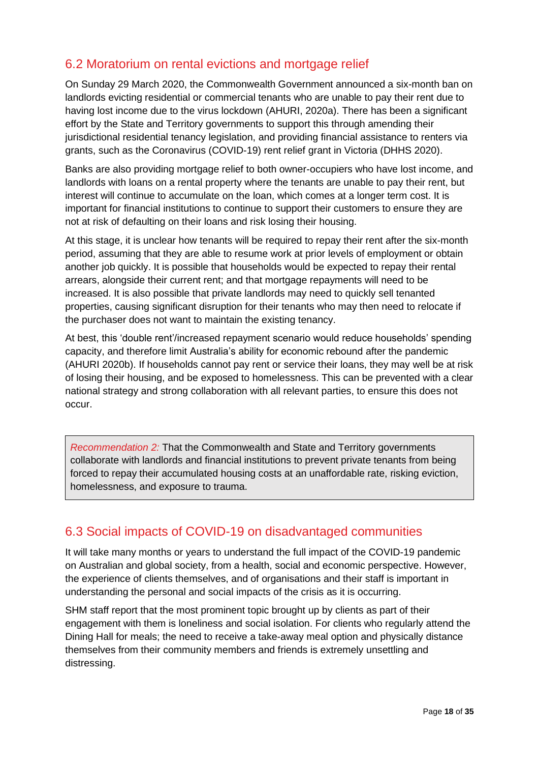## 6.2 Moratorium on rental evictions and mortgage relief

On Sunday 29 March 2020, the Commonwealth Government announced a six-month ban on landlords evicting residential or commercial tenants who are unable to pay their rent due to having lost income due to the virus lockdown (AHURI, 2020a). There has been a significant effort by the State and Territory governments to support this through amending their jurisdictional residential tenancy legislation, and providing financial assistance to renters via grants, such as the Coronavirus (COVID-19) rent relief grant in Victoria (DHHS 2020).

Banks are also providing mortgage relief to both owner-occupiers who have lost income, and landlords with loans on a rental property where the tenants are unable to pay their rent, but interest will continue to accumulate on the loan, which comes at a longer term cost. It is important for financial institutions to continue to support their customers to ensure they are not at risk of defaulting on their loans and risk losing their housing.

At this stage, it is unclear how tenants will be required to repay their rent after the six-month period, assuming that they are able to resume work at prior levels of employment or obtain another job quickly. It is possible that households would be expected to repay their rental arrears, alongside their current rent; and that mortgage repayments will need to be increased. It is also possible that private landlords may need to quickly sell tenanted properties, causing significant disruption for their tenants who may then need to relocate if the purchaser does not want to maintain the existing tenancy.

At best, this 'double rent'/increased repayment scenario would reduce households' spending capacity, and therefore limit Australia's ability for economic rebound after the pandemic (AHURI 2020b). If households cannot pay rent or service their loans, they may well be at risk of losing their housing, and be exposed to homelessness. This can be prevented with a clear national strategy and strong collaboration with all relevant parties, to ensure this does not occur.

> *Recommendation 2:* That the Commonwealth and State and Territory governments collaborate with landlords and financial institutions to prevent private tenants from being forced to repay their accumulated housing costs at an unaffordable rate, risking eviction, homelessness, and exposure to trauma.

## 6.3 Social impacts of COVID-19 on disadvantaged communities

It will take many months or years to understand the full impact of the COVID-19 pandemic on Australian and global society, from a health, social and economic perspective. However, the experience of clients themselves, and of organisations and their staff is important in understanding the personal and social impacts of the crisis as it is occurring.

SHM staff report that the most prominent topic brought up by clients as part of their engagement with them is loneliness and social isolation. For clients who regularly attend the Dining Hall for meals; the need to receive a take-away meal option and physically distance themselves from their community members and friends is extremely unsettling and distressing.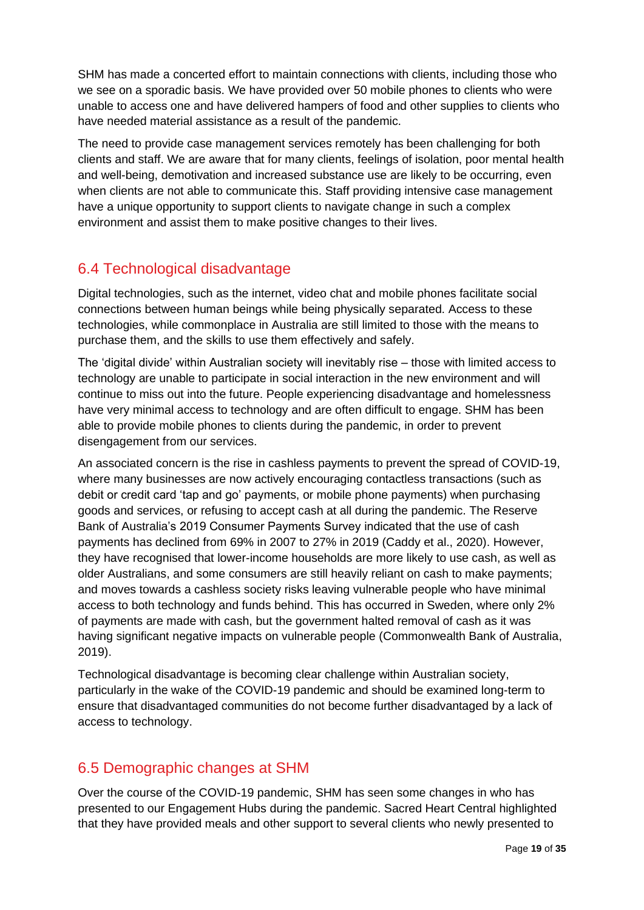SHM has made a concerted effort to maintain connections with clients, including those who we see on a sporadic basis. We have provided over 50 mobile phones to clients who were unable to access one and have delivered hampers of food and other supplies to clients who have needed material assistance as a result of the pandemic.

The need to provide case management services remotely has been challenging for both clients and staff. We are aware that for many clients, feelings of isolation, poor mental health and well-being, demotivation and increased substance use are likely to be occurring, even when clients are not able to communicate this. Staff providing intensive case management have a unique opportunity to support clients to navigate change in such a complex environment and assist them to make positive changes to their lives.

## 6.4 Technological disadvantage

Digital technologies, such as the internet, video chat and mobile phones facilitate social connections between human beings while being physically separated. Access to these technologies, while commonplace in Australia are still limited to those with the means to purchase them, and the skills to use them effectively and safely.

The 'digital divide' within Australian society will inevitably rise – those with limited access to technology are unable to participate in social interaction in the new environment and will continue to miss out into the future. People experiencing disadvantage and homelessness have very minimal access to technology and are often difficult to engage. SHM has been able to provide mobile phones to clients during the pandemic, in order to prevent disengagement from our services.

An associated concern is the rise in cashless payments to prevent the spread of COVID-19, where many businesses are now actively encouraging contactless transactions (such as debit or credit card 'tap and go' payments, or mobile phone payments) when purchasing goods and services, or refusing to accept cash at all during the pandemic. The Reserve Bank of Australia's 2019 Consumer Payments Survey indicated that the use of cash payments has declined from 69% in 2007 to 27% in 2019 (Caddy et al., 2020). However, they have recognised that lower-income households are more likely to use cash, as well as older Australians, and some consumers are still heavily reliant on cash to make payments; and moves towards a cashless society risks leaving vulnerable people who have minimal access to both technology and funds behind. This has occurred in Sweden, where only 2% of payments are made with cash, but the government halted removal of cash as it was having significant negative impacts on vulnerable people (Commonwealth Bank of Australia, 2019).

Technological disadvantage is becoming clear challenge within Australian society, particularly in the wake of the COVID-19 pandemic and should be examined long-term to ensure that disadvantaged communities do not become further disadvantaged by a lack of access to technology.

## 6.5 Demographic changes at SHM

Over the course of the COVID-19 pandemic, SHM has seen some changes in who has presented to our Engagement Hubs during the pandemic. Sacred Heart Central highlighted that they have provided meals and other support to several clients who newly presented to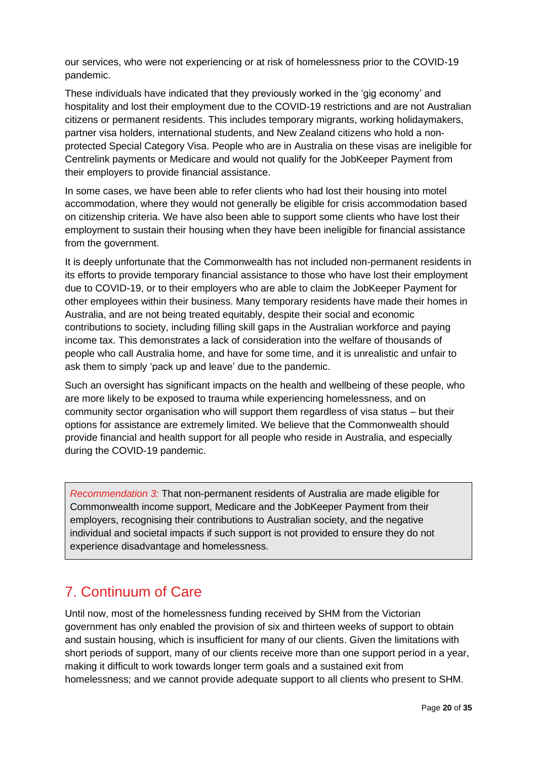our services, who were not experiencing or at risk of homelessness prior to the COVID-19 pandemic.

These individuals have indicated that they previously worked in the 'gig economy' and hospitality and lost their employment due to the COVID-19 restrictions and are not Australian citizens or permanent residents. This includes temporary migrants, working holidaymakers, partner visa holders, international students, and New Zealand citizens who hold a non-protected Special Category Visa. People who are in Australia on these visas are ineligible for Centrelink payments or Medicare and would not qualify for the JobKeeper Payment from their employers to provide financial assistance.

In some cases, we have been able to refer clients who had lost their housing into motel accommodation, where they would not generally be eligible for crisis accommodation based on citizenship criteria. We have also been able to support some clients who have lost their employment to sustain their housing when they have been ineligible for financial assistance from the government.

It is deeply unfortunate that the Commonwealth has not included non-permanent residents in its efforts to provide temporary financial assistance to those who have lost their employment due to COVID-19, or to their employers who are able to claim the JobKeeper Payment for other employees within their business. Many temporary residents have made their homes in Australia, and are not being treated equitably, despite their social and economic contributions to society, including filling skill gaps in the Australian workforce and paying income tax. This demonstrates a lack of consideration into the welfare of thousands of people who call Australia home, and have for some time, and it is unrealistic and unfair to ask them to simply 'pack up and leave' due to the pandemic.

Such an oversight has significant impacts on the health and wellbeing of these people, who are more likely to be exposed to trauma while experiencing homelessness, and on community sector organisation who will support them regardless of visa status – but their options for assistance are extremely limited. We believe that the Commonwealth should provide financial and health support for all people who reside in Australia, and especially during the COVID-19 pandemic.

> *Recommendation 3:* That non-permanent residents of Australia are made eligible for Commonwealth income support, Medicare and the JobKeeper Payment from their employers, recognising their contributions to Australian society, and the negative individual and societal impacts if such support is not provided to ensure they do not experience disadvantage and homelessness.

## 7. Continuum of Care

Until now, most of the homelessness funding received by SHM from the Victorian government has only enabled the provision of six and thirteen weeks of support to obtain and sustain housing, which is insufficient for many of our clients. Given the limitations with short periods of support, many of our clients receive more than one support period in a year, making it difficult to work towards longer term goals and a sustained exit from homelessness; and we cannot provide adequate support to all clients who present to SHM.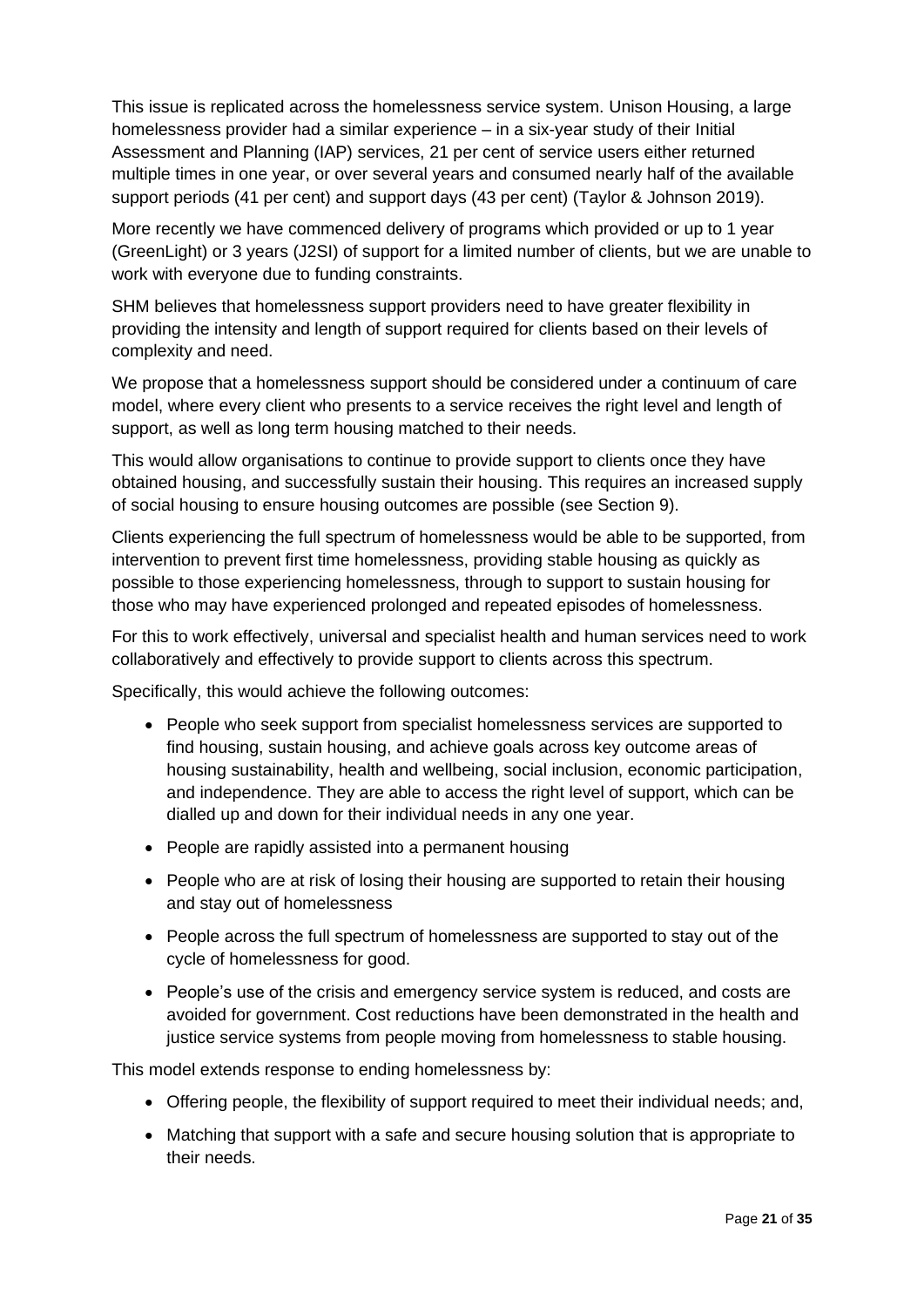This issue is replicated across the homelessness service system. Unison Housing, a large homelessness provider had a similar experience – in a six-year study of their Initial Assessment and Planning (IAP) services, 21 per cent of service users either returned multiple times in one year, or over several years and consumed nearly half of the available support periods (41 per cent) and support days (43 per cent) (Taylor & Johnson 2019).

More recently we have commenced delivery of programs which provided or up to 1 year (GreenLight) or 3 years (J2SI) of support for a limited number of clients, but we are unable to work with everyone due to funding constraints.

SHM believes that homelessness support providers need to have greater flexibility in providing the intensity and length of support required for clients based on their levels of complexity and need.

We propose that a homelessness support should be considered under a continuum of care model, where every client who presents to a service receives the right level and length of support, as well as long term housing matched to their needs.

This would allow organisations to continue to provide support to clients once they have obtained housing, and successfully sustain their housing. This requires an increased supply of social housing to ensure housing outcomes are possible (see Section 9).

Clients experiencing the full spectrum of homelessness would be able to be supported, from intervention to prevent first time homelessness, providing stable housing as quickly as possible to those experiencing homelessness, through to support to sustain housing for those who may have experienced prolonged and repeated episodes of homelessness.

For this to work effectively, universal and specialist health and human services need to work collaboratively and effectively to provide support to clients across this spectrum.

Specifically, this would achieve the following outcomes:

- People who seek support from specialist homelessness services are supported to find housing, sustain housing, and achieve goals across key outcome areas of housing sustainability, health and wellbeing, social inclusion, economic participation, and independence. They are able to access the right level of support, which can be dialled up and down for their individual needs in any one year.
- People are rapidly assisted into a permanent housing
- People who are at risk of losing their housing are supported to retain their housing and stay out of homelessness
- People across the full spectrum of homelessness are supported to stay out of the cycle of homelessness for good.
- People's use of the crisis and emergency service system is reduced, and costs are avoided for government. Cost reductions have been demonstrated in the health and justice service systems from people moving from homelessness to stable housing.

This model extends response to ending homelessness by:

- Offering people, the flexibility of support required to meet their individual needs; and,
- Matching that support with a safe and secure housing solution that is appropriate to their needs.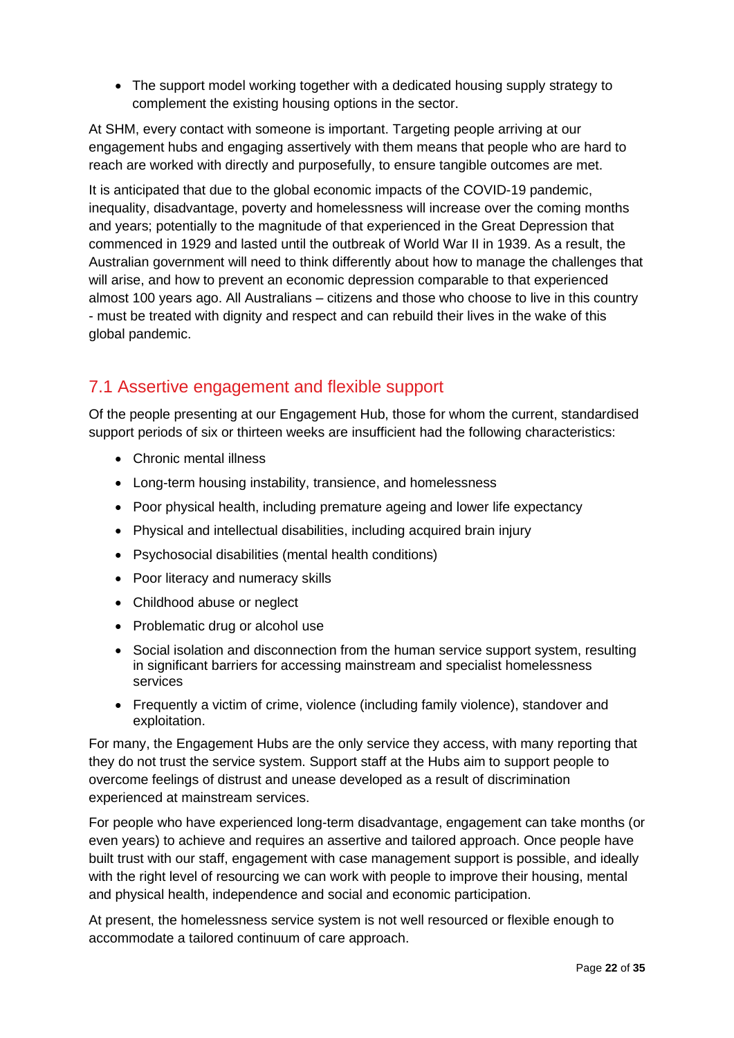- The support model working together with a dedicated housing supply strategy to complement the existing housing options in the sector.

At SHM, every contact with someone is important. Targeting people arriving at our engagement hubs and engaging assertively with them means that people who are hard to reach are worked with directly and purposefully, to ensure tangible outcomes are met.

It is anticipated that due to the global economic impacts of the COVID-19 pandemic, inequality, disadvantage, poverty and homelessness will increase over the coming months and years; potentially to the magnitude of that experienced in the Great Depression that commenced in 1929 and lasted until the outbreak of World War II in 1939. As a result, the Australian government will need to think differently about how to manage the challenges that will arise, and how to prevent an economic depression comparable to that experienced almost 100 years ago. All Australians – citizens and those who choose to live in this country - must be treated with dignity and respect and can rebuild their lives in the wake of this global pandemic.

## 7.1 Assertive engagement and flexible support

Of the people presenting at our Engagement Hub, those for whom the current, standardised support periods of six or thirteen weeks are insufficient had the following characteristics:

- Chronic mental illness
- Long-term housing instability, transience, and homelessness
- Poor physical health, including premature ageing and lower life expectancy
- Physical and intellectual disabilities, including acquired brain injury
- Psychosocial disabilities (mental health conditions)
- Poor literacy and numeracy skills
- Childhood abuse or neglect
- Problematic drug or alcohol use
- Social isolation and disconnection from the human service support system, resulting in significant barriers for accessing mainstream and specialist homelessness services
- Frequently a victim of crime, violence (including family violence), standover and exploitation.

For many, the Engagement Hubs are the only service they access, with many reporting that they do not trust the service system. Support staff at the Hubs aim to support people to overcome feelings of distrust and unease developed as a result of discrimination experienced at mainstream services.

For people who have experienced long-term disadvantage, engagement can take months (or even years) to achieve and requires an assertive and tailored approach. Once people have built trust with our staff, engagement with case management support is possible, and ideally with the right level of resourcing we can work with people to improve their housing, mental and physical health, independence and social and economic participation.

At present, the homelessness service system is not well resourced or flexible enough to accommodate a tailored continuum of care approach.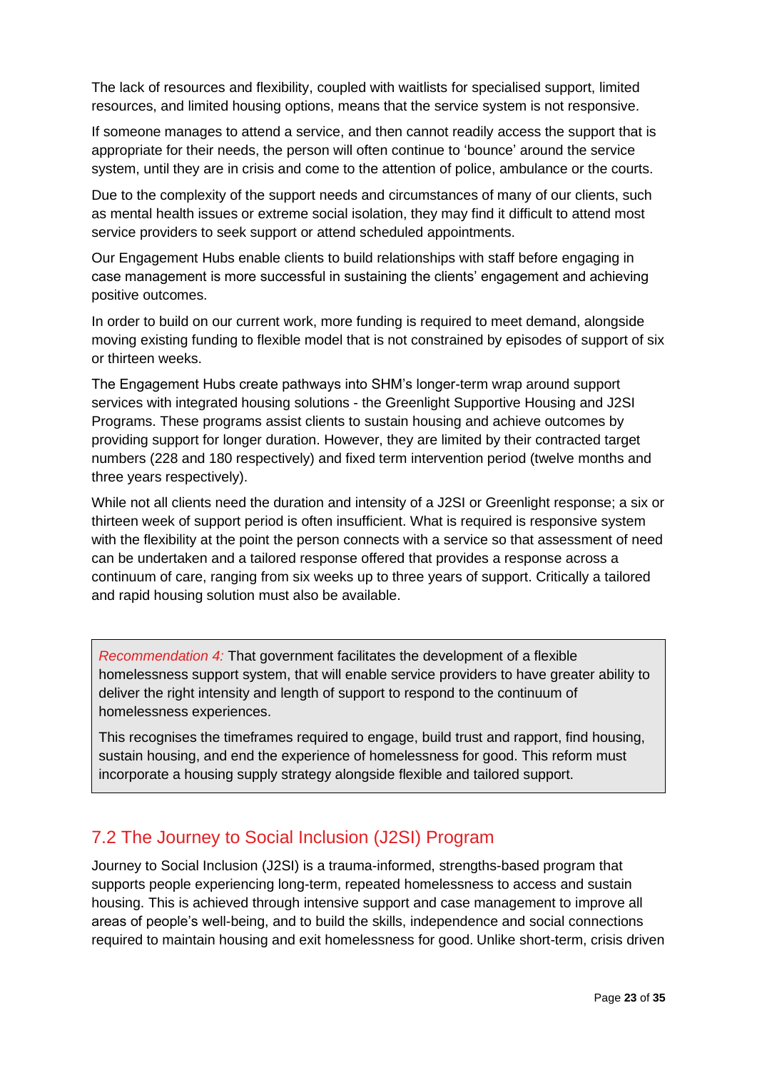The lack of resources and flexibility, coupled with waitlists for specialised support, limited resources, and limited housing options, means that the service system is not responsive.

If someone manages to attend a service, and then cannot readily access the support that is appropriate for their needs, the person will often continue to 'bounce' around the service system, until they are in crisis and come to the attention of police, ambulance or the courts.

Due to the complexity of the support needs and circumstances of many of our clients, such as mental health issues or extreme social isolation, they may find it difficult to attend most service providers to seek support or attend scheduled appointments.

Our Engagement Hubs enable clients to build relationships with staff before engaging in case management is more successful in sustaining the clients' engagement and achieving positive outcomes.

In order to build on our current work, more funding is required to meet demand, alongside moving existing funding to flexible model that is not constrained by episodes of support of six or thirteen weeks.

The Engagement Hubs create pathways into SHM's longer-term wrap around support services with integrated housing solutions - the Greenlight Supportive Housing and J2SI Programs. These programs assist clients to sustain housing and achieve outcomes by providing support for longer duration. However, they are limited by their contracted target numbers (228 and 180 respectively) and fixed term intervention period (twelve months and three years respectively).

While not all clients need the duration and intensity of a J2SI or Greenlight response; a six or thirteen week of support period is often insufficient. What is required is responsive system with the flexibility at the point the person connects with a service so that assessment of need can be undertaken and a tailored response offered that provides a response across a continuum of care, ranging from six weeks up to three years of support. Critically a tailored and rapid housing solution must also be available.

> *Recommendation 4:* That government facilitates the development of a flexible homelessness support system, that will enable service providers to have greater ability to deliver the right intensity and length of support to respond to the continuum of homelessness experiences.
>
> This recognises the timeframes required to engage, build trust and rapport, find housing, sustain housing, and end the experience of homelessness for good. This reform must incorporate a housing supply strategy alongside flexible and tailored support.

## 7.2 The Journey to Social Inclusion (J2SI) Program

Journey to Social Inclusion (J2SI) is a trauma-informed, strengths-based program that supports people experiencing long-term, repeated homelessness to access and sustain housing. This is achieved through intensive support and case management to improve all areas of people's well-being, and to build the skills, independence and social connections required to maintain housing and exit homelessness for good. Unlike short-term, crisis driven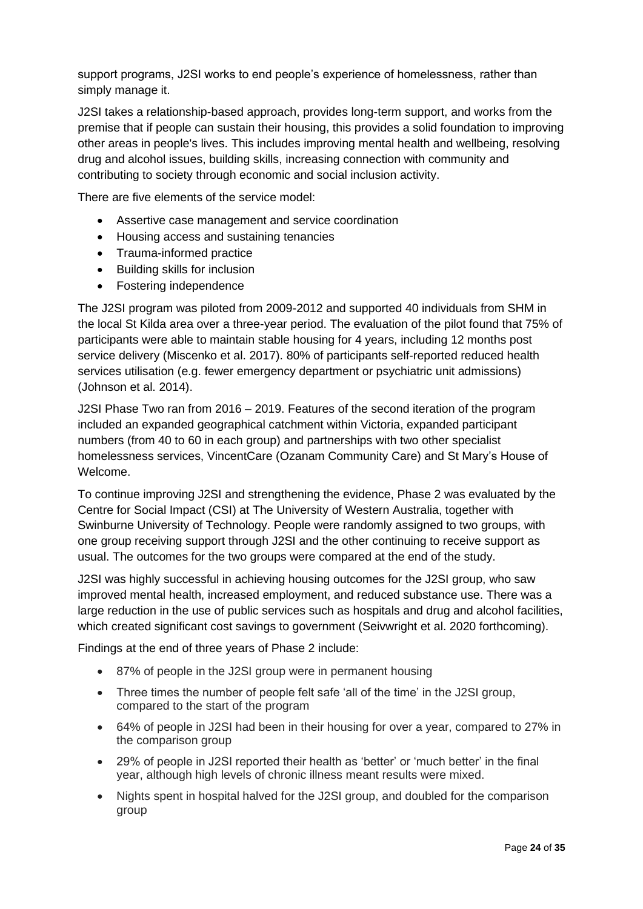support programs, J2SI works to end people's experience of homelessness, rather than simply manage it.

J2SI takes a relationship-based approach, provides long-term support, and works from the premise that if people can sustain their housing, this provides a solid foundation to improving other areas in people's lives. This includes improving mental health and wellbeing, resolving drug and alcohol issues, building skills, increasing connection with community and contributing to society through economic and social inclusion activity.

There are five elements of the service model:

- Assertive case management and service coordination
- Housing access and sustaining tenancies
- Trauma-informed practice
- Building skills for inclusion
- Fostering independence

The J2SI program was piloted from 2009-2012 and supported 40 individuals from SHM in the local St Kilda area over a three-year period. The evaluation of the pilot found that 75% of participants were able to maintain stable housing for 4 years, including 12 months post service delivery (Miscenko et al. 2017). 80% of participants self-reported reduced health services utilisation (e.g. fewer emergency department or psychiatric unit admissions) (Johnson et al. 2014).

J2SI Phase Two ran from 2016 – 2019. Features of the second iteration of the program included an expanded geographical catchment within Victoria, expanded participant numbers (from 40 to 60 in each group) and partnerships with two other specialist homelessness services, VincentCare (Ozanam Community Care) and St Mary's House of Welcome.

To continue improving J2SI and strengthening the evidence, Phase 2 was evaluated by the Centre for Social Impact (CSI) at The University of Western Australia, together with Swinburne University of Technology. People were randomly assigned to two groups, with one group receiving support through J2SI and the other continuing to receive support as usual. The outcomes for the two groups were compared at the end of the study.

J2SI was highly successful in achieving housing outcomes for the J2SI group, who saw improved mental health, increased employment, and reduced substance use. There was a large reduction in the use of public services such as hospitals and drug and alcohol facilities, which created significant cost savings to government (Seivwright et al. 2020 forthcoming).

Findings at the end of three years of Phase 2 include:

- 87% of people in the J2SI group were in permanent housing
- Three times the number of people felt safe 'all of the time' in the J2SI group, compared to the start of the program
- 64% of people in J2SI had been in their housing for over a year, compared to 27% in the comparison group
- 29% of people in J2SI reported their health as 'better' or 'much better' in the final year, although high levels of chronic illness meant results were mixed.
- Nights spent in hospital halved for the J2SI group, and doubled for the comparison group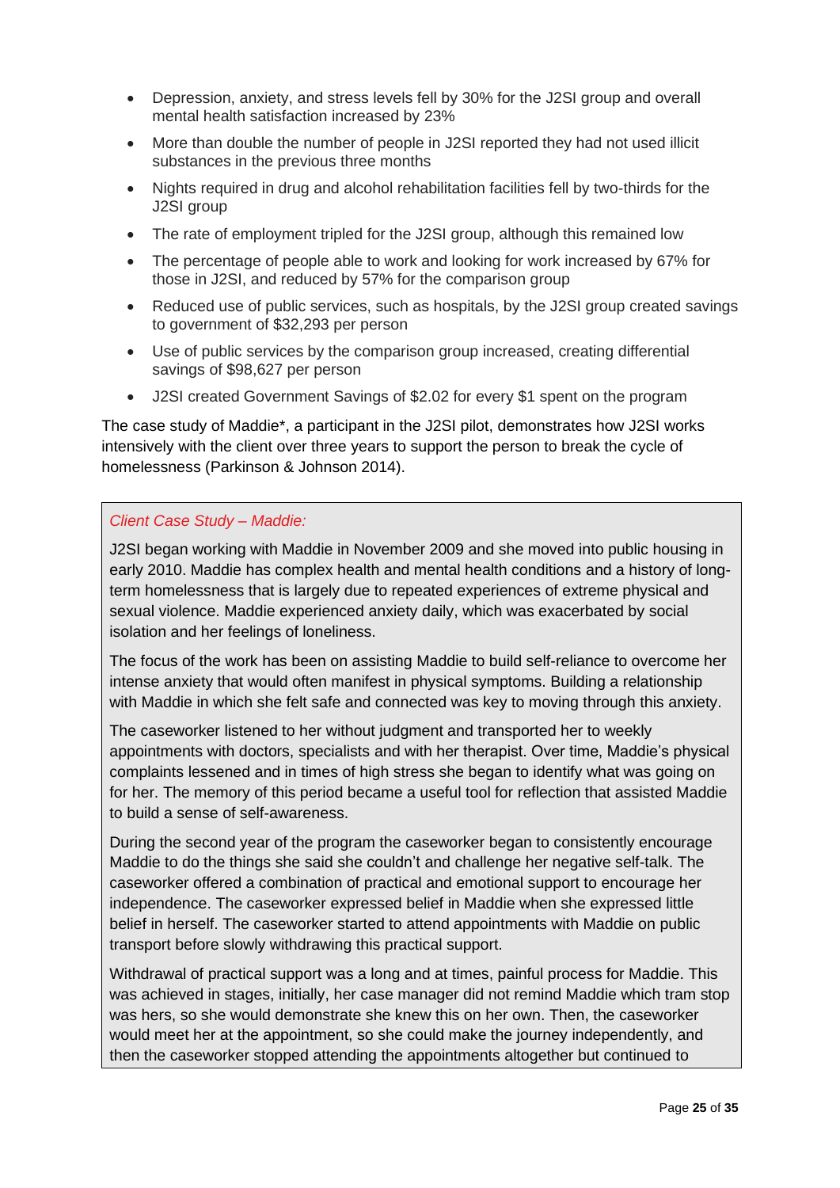- Depression, anxiety, and stress levels fell by 30% for the J2SI group and overall mental health satisfaction increased by 23%
- More than double the number of people in J2SI reported they had not used illicit substances in the previous three months
- Nights required in drug and alcohol rehabilitation facilities fell by two-thirds for the J2SI group
- The rate of employment tripled for the J2SI group, although this remained low
- The percentage of people able to work and looking for work increased by 67% for those in J2SI, and reduced by 57% for the comparison group
- Reduced use of public services, such as hospitals, by the J2SI group created savings to government of $32,293 per person
- Use of public services by the comparison group increased, creating differential savings of $98,627 per person
- J2SI created Government Savings of $2.02 for every $1 spent on the program

The case study of Maddie*, a participant in the J2SI pilot, demonstrates how J2SI works intensively with the client over three years to support the person to break the cycle of homelessness (Parkinson & Johnson 2014).

> *Client Case Study – Maddie:*
>
> J2SI began working with Maddie in November 2009 and she moved into public housing in early 2010. Maddie has complex health and mental health conditions and a history of long-term homelessness that is largely due to repeated experiences of extreme physical and sexual violence. Maddie experienced anxiety daily, which was exacerbated by social isolation and her feelings of loneliness.
>
> The focus of the work has been on assisting Maddie to build self-reliance to overcome her intense anxiety that would often manifest in physical symptoms. Building a relationship with Maddie in which she felt safe and connected was key to moving through this anxiety.
>
> The caseworker listened to her without judgment and transported her to weekly appointments with doctors, specialists and with her therapist. Over time, Maddie's physical complaints lessened and in times of high stress she began to identify what was going on for her. The memory of this period became a useful tool for reflection that assisted Maddie to build a sense of self-awareness.
>
> During the second year of the program the caseworker began to consistently encourage Maddie to do the things she said she couldn't and challenge her negative self-talk. The caseworker offered a combination of practical and emotional support to encourage her independence. The caseworker expressed belief in Maddie when she expressed little belief in herself. The caseworker started to attend appointments with Maddie on public transport before slowly withdrawing this practical support.
>
> Withdrawal of practical support was a long and at times, painful process for Maddie. This was achieved in stages, initially, her case manager did not remind Maddie which tram stop was hers, so she would demonstrate she knew this on her own. Then, the caseworker would meet her at the appointment, so she could make the journey independently, and then the caseworker stopped attending the appointments altogether but continued to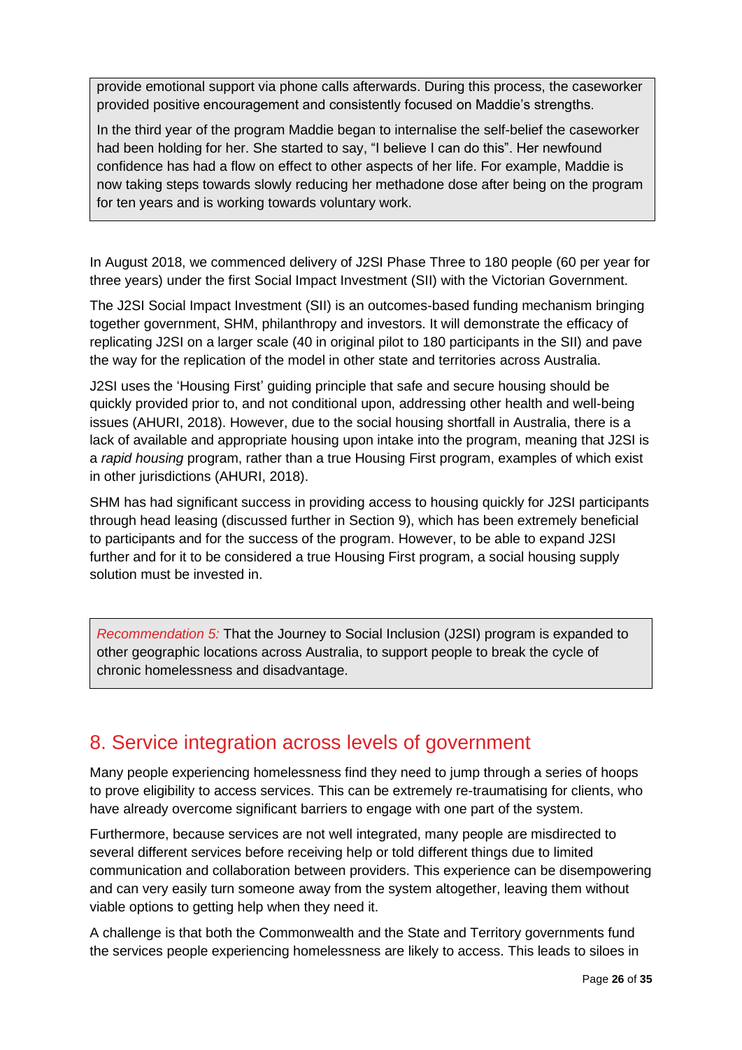provide emotional support via phone calls afterwards. During this process, the caseworker provided positive encouragement and consistently focused on Maddie's strengths.

In the third year of the program Maddie began to internalise the self-belief the caseworker had been holding for her. She started to say, "I believe I can do this". Her newfound confidence has had a flow on effect to other aspects of her life. For example, Maddie is now taking steps towards slowly reducing her methadone dose after being on the program for ten years and is working towards voluntary work.

In August 2018, we commenced delivery of J2SI Phase Three to 180 people (60 per year for three years) under the first Social Impact Investment (SII) with the Victorian Government.

The J2SI Social Impact Investment (SII) is an outcomes-based funding mechanism bringing together government, SHM, philanthropy and investors. It will demonstrate the efficacy of replicating J2SI on a larger scale (40 in original pilot to 180 participants in the SII) and pave the way for the replication of the model in other state and territories across Australia.

J2SI uses the 'Housing First' guiding principle that safe and secure housing should be quickly provided prior to, and not conditional upon, addressing other health and well-being issues (AHURI, 2018). However, due to the social housing shortfall in Australia, there is a lack of available and appropriate housing upon intake into the program, meaning that J2SI is a *rapid housing* program, rather than a true Housing First program, examples of which exist in other jurisdictions (AHURI, 2018).

SHM has had significant success in providing access to housing quickly for J2SI participants through head leasing (discussed further in Section 9), which has been extremely beneficial to participants and for the success of the program. However, to be able to expand J2SI further and for it to be considered a true Housing First program, a social housing supply solution must be invested in.

*Recommendation 5:* That the Journey to Social Inclusion (J2SI) program is expanded to other geographic locations across Australia, to support people to break the cycle of chronic homelessness and disadvantage.

## 8. Service integration across levels of government

Many people experiencing homelessness find they need to jump through a series of hoops to prove eligibility to access services. This can be extremely re-traumatising for clients, who have already overcome significant barriers to engage with one part of the system.

Furthermore, because services are not well integrated, many people are misdirected to several different services before receiving help or told different things due to limited communication and collaboration between providers. This experience can be disempowering and can very easily turn someone away from the system altogether, leaving them without viable options to getting help when they need it.

A challenge is that both the Commonwealth and the State and Territory governments fund the services people experiencing homelessness are likely to access. This leads to siloes in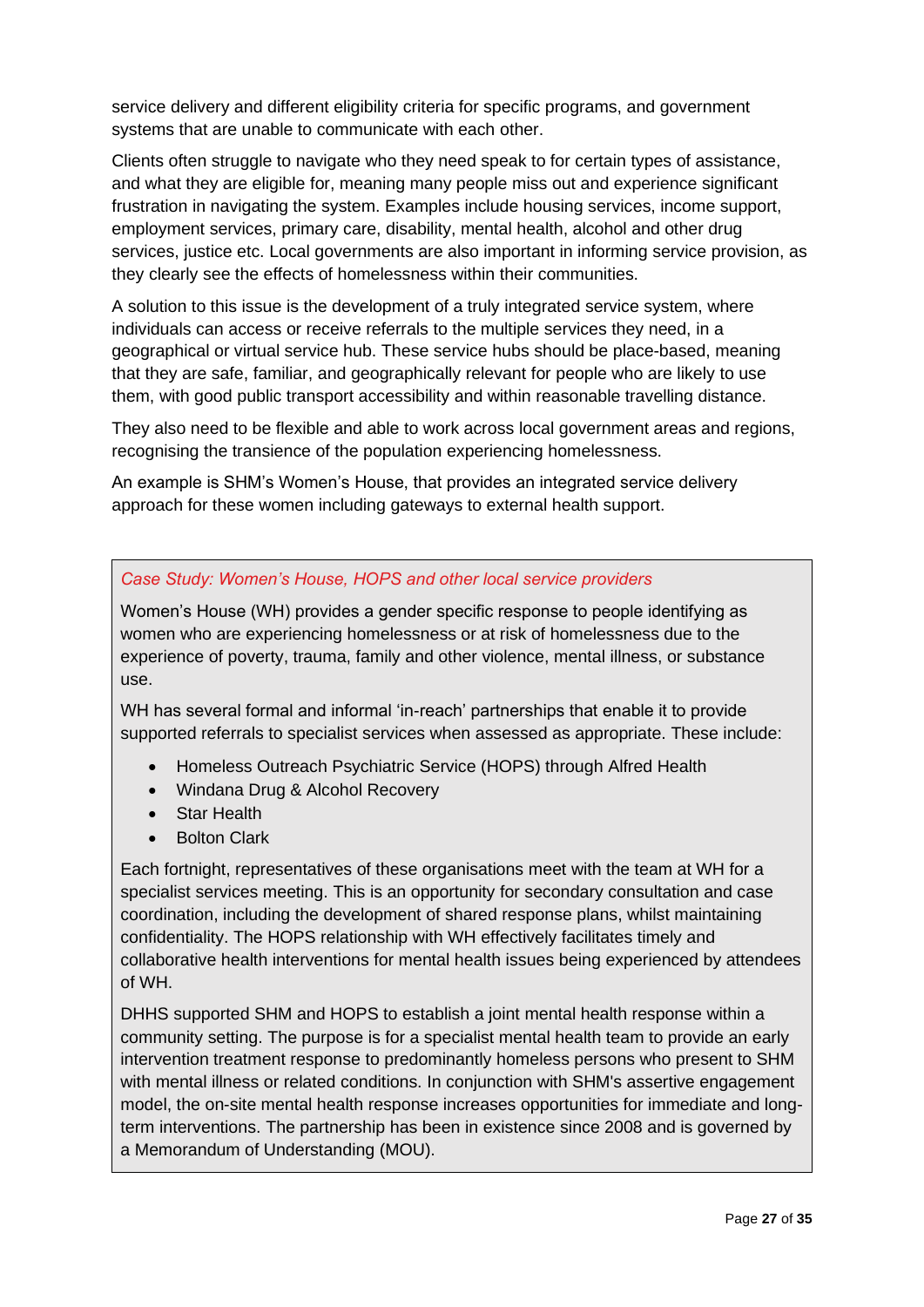service delivery and different eligibility criteria for specific programs, and government systems that are unable to communicate with each other.

Clients often struggle to navigate who they need speak to for certain types of assistance, and what they are eligible for, meaning many people miss out and experience significant frustration in navigating the system. Examples include housing services, income support, employment services, primary care, disability, mental health, alcohol and other drug services, justice etc. Local governments are also important in informing service provision, as they clearly see the effects of homelessness within their communities.

A solution to this issue is the development of a truly integrated service system, where individuals can access or receive referrals to the multiple services they need, in a geographical or virtual service hub. These service hubs should be place-based, meaning that they are safe, familiar, and geographically relevant for people who are likely to use them, with good public transport accessibility and within reasonable travelling distance.

They also need to be flexible and able to work across local government areas and regions, recognising the transience of the population experiencing homelessness.

An example is SHM's Women's House, that provides an integrated service delivery approach for these women including gateways to external health support.

*Case Study: Women's House, HOPS and other local service providers*

Women's House (WH) provides a gender specific response to people identifying as women who are experiencing homelessness or at risk of homelessness due to the experience of poverty, trauma, family and other violence, mental illness, or substance use.

WH has several formal and informal 'in-reach' partnerships that enable it to provide supported referrals to specialist services when assessed as appropriate. These include:

- Homeless Outreach Psychiatric Service (HOPS) through Alfred Health
- Windana Drug & Alcohol Recovery
- Star Health
- Bolton Clark

Each fortnight, representatives of these organisations meet with the team at WH for a specialist services meeting. This is an opportunity for secondary consultation and case coordination, including the development of shared response plans, whilst maintaining confidentiality. The HOPS relationship with WH effectively facilitates timely and collaborative health interventions for mental health issues being experienced by attendees of WH.

DHHS supported SHM and HOPS to establish a joint mental health response within a community setting. The purpose is for a specialist mental health team to provide an early intervention treatment response to predominantly homeless persons who present to SHM with mental illness or related conditions. In conjunction with SHM's assertive engagement model, the on-site mental health response increases opportunities for immediate and long-term interventions. The partnership has been in existence since 2008 and is governed by a Memorandum of Understanding (MOU).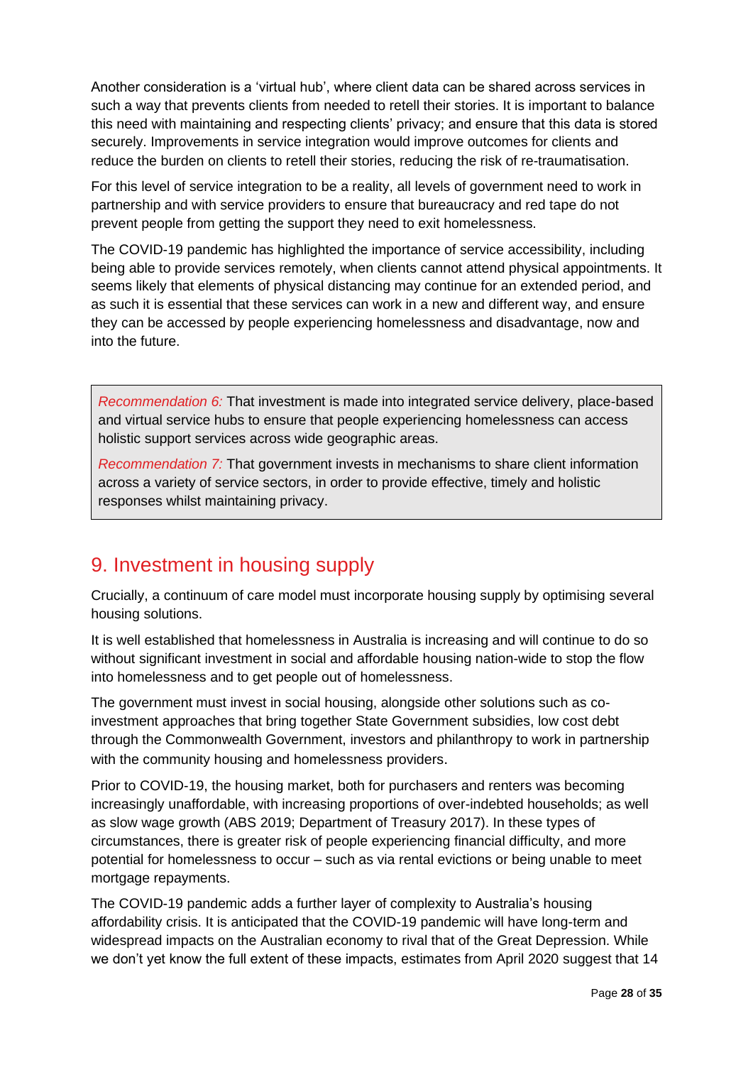Another consideration is a 'virtual hub', where client data can be shared across services in such a way that prevents clients from needed to retell their stories. It is important to balance this need with maintaining and respecting clients' privacy; and ensure that this data is stored securely. Improvements in service integration would improve outcomes for clients and reduce the burden on clients to retell their stories, reducing the risk of re-traumatisation.

For this level of service integration to be a reality, all levels of government need to work in partnership and with service providers to ensure that bureaucracy and red tape do not prevent people from getting the support they need to exit homelessness.

The COVID-19 pandemic has highlighted the importance of service accessibility, including being able to provide services remotely, when clients cannot attend physical appointments. It seems likely that elements of physical distancing may continue for an extended period, and as such it is essential that these services can work in a new and different way, and ensure they can be accessed by people experiencing homelessness and disadvantage, now and into the future.

> *Recommendation 6:* That investment is made into integrated service delivery, place-based and virtual service hubs to ensure that people experiencing homelessness can access holistic support services across wide geographic areas.
>
> *Recommendation 7:* That government invests in mechanisms to share client information across a variety of service sectors, in order to provide effective, timely and holistic responses whilst maintaining privacy.

## 9. Investment in housing supply

Crucially, a continuum of care model must incorporate housing supply by optimising several housing solutions.

It is well established that homelessness in Australia is increasing and will continue to do so without significant investment in social and affordable housing nation-wide to stop the flow into homelessness and to get people out of homelessness.

The government must invest in social housing, alongside other solutions such as co-investment approaches that bring together State Government subsidies, low cost debt through the Commonwealth Government, investors and philanthropy to work in partnership with the community housing and homelessness providers.

Prior to COVID-19, the housing market, both for purchasers and renters was becoming increasingly unaffordable, with increasing proportions of over-indebted households; as well as slow wage growth (ABS 2019; Department of Treasury 2017). In these types of circumstances, there is greater risk of people experiencing financial difficulty, and more potential for homelessness to occur – such as via rental evictions or being unable to meet mortgage repayments.

The COVID-19 pandemic adds a further layer of complexity to Australia's housing affordability crisis. It is anticipated that the COVID-19 pandemic will have long-term and widespread impacts on the Australian economy to rival that of the Great Depression. While we don't yet know the full extent of these impacts, estimates from April 2020 suggest that 14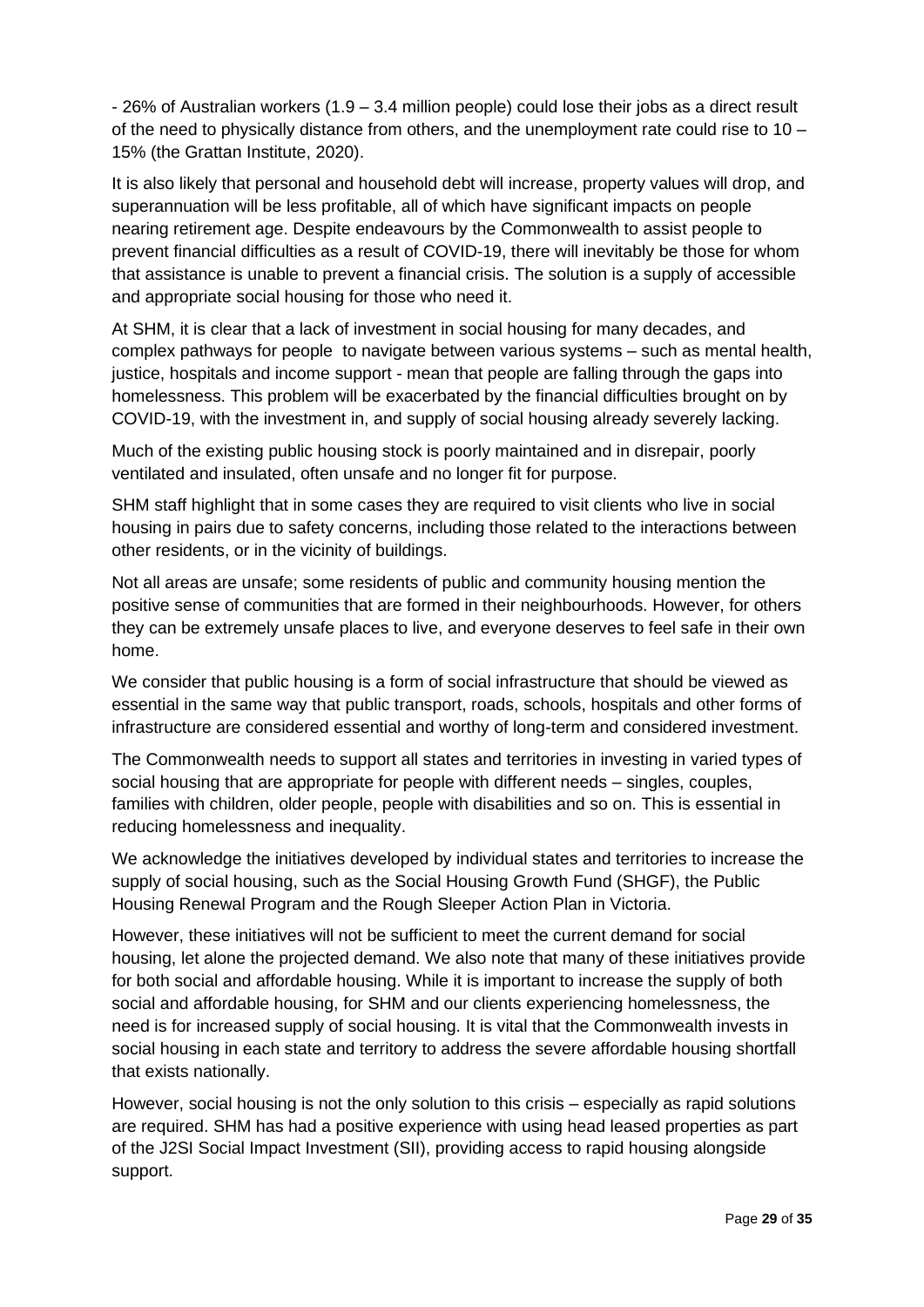- 26% of Australian workers (1.9 – 3.4 million people) could lose their jobs as a direct result of the need to physically distance from others, and the unemployment rate could rise to 10 – 15% (the Grattan Institute, 2020).

It is also likely that personal and household debt will increase, property values will drop, and superannuation will be less profitable, all of which have significant impacts on people nearing retirement age. Despite endeavours by the Commonwealth to assist people to prevent financial difficulties as a result of COVID-19, there will inevitably be those for whom that assistance is unable to prevent a financial crisis. The solution is a supply of accessible and appropriate social housing for those who need it.

At SHM, it is clear that a lack of investment in social housing for many decades, and complex pathways for people to navigate between various systems – such as mental health, justice, hospitals and income support - mean that people are falling through the gaps into homelessness. This problem will be exacerbated by the financial difficulties brought on by COVID-19, with the investment in, and supply of social housing already severely lacking.

Much of the existing public housing stock is poorly maintained and in disrepair, poorly ventilated and insulated, often unsafe and no longer fit for purpose.

SHM staff highlight that in some cases they are required to visit clients who live in social housing in pairs due to safety concerns, including those related to the interactions between other residents, or in the vicinity of buildings.

Not all areas are unsafe; some residents of public and community housing mention the positive sense of communities that are formed in their neighbourhoods. However, for others they can be extremely unsafe places to live, and everyone deserves to feel safe in their own home.

We consider that public housing is a form of social infrastructure that should be viewed as essential in the same way that public transport, roads, schools, hospitals and other forms of infrastructure are considered essential and worthy of long-term and considered investment.

The Commonwealth needs to support all states and territories in investing in varied types of social housing that are appropriate for people with different needs – singles, couples, families with children, older people, people with disabilities and so on. This is essential in reducing homelessness and inequality.

We acknowledge the initiatives developed by individual states and territories to increase the supply of social housing, such as the Social Housing Growth Fund (SHGF), the Public Housing Renewal Program and the Rough Sleeper Action Plan in Victoria.

However, these initiatives will not be sufficient to meet the current demand for social housing, let alone the projected demand. We also note that many of these initiatives provide for both social and affordable housing. While it is important to increase the supply of both social and affordable housing, for SHM and our clients experiencing homelessness, the need is for increased supply of social housing. It is vital that the Commonwealth invests in social housing in each state and territory to address the severe affordable housing shortfall that exists nationally.

However, social housing is not the only solution to this crisis – especially as rapid solutions are required. SHM has had a positive experience with using head leased properties as part of the J2SI Social Impact Investment (SII), providing access to rapid housing alongside support.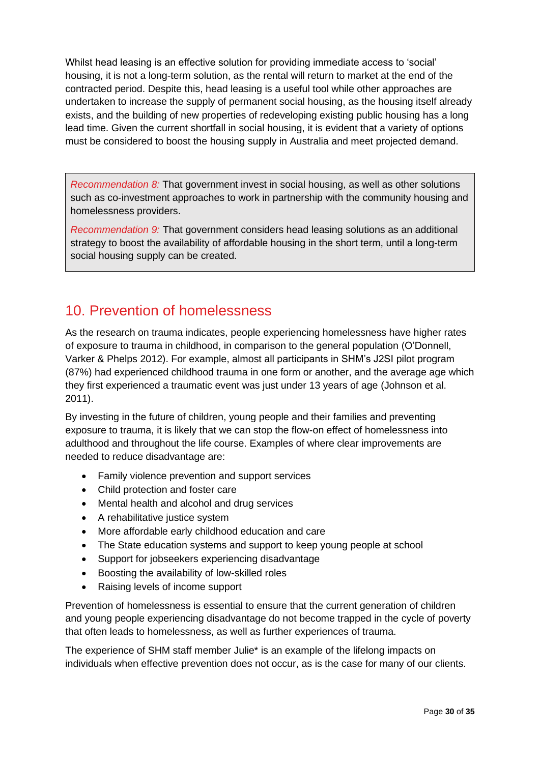Whilst head leasing is an effective solution for providing immediate access to 'social' housing, it is not a long-term solution, as the rental will return to market at the end of the contracted period. Despite this, head leasing is a useful tool while other approaches are undertaken to increase the supply of permanent social housing, as the housing itself already exists, and the building of new properties of redeveloping existing public housing has a long lead time. Given the current shortfall in social housing, it is evident that a variety of options must be considered to boost the housing supply in Australia and meet projected demand.

> *Recommendation 8:* That government invest in social housing, as well as other solutions such as co-investment approaches to work in partnership with the community housing and homelessness providers.
>
> *Recommendation 9:* That government considers head leasing solutions as an additional strategy to boost the availability of affordable housing in the short term, until a long-term social housing supply can be created.

## 10. Prevention of homelessness

As the research on trauma indicates, people experiencing homelessness have higher rates of exposure to trauma in childhood, in comparison to the general population (O'Donnell, Varker & Phelps 2012). For example, almost all participants in SHM's J2SI pilot program (87%) had experienced childhood trauma in one form or another, and the average age which they first experienced a traumatic event was just under 13 years of age (Johnson et al. 2011).

By investing in the future of children, young people and their families and preventing exposure to trauma, it is likely that we can stop the flow-on effect of homelessness into adulthood and throughout the life course. Examples of where clear improvements are needed to reduce disadvantage are:

- Family violence prevention and support services
- Child protection and foster care
- Mental health and alcohol and drug services
- A rehabilitative justice system
- More affordable early childhood education and care
- The State education systems and support to keep young people at school
- Support for jobseekers experiencing disadvantage
- Boosting the availability of low-skilled roles
- Raising levels of income support

Prevention of homelessness is essential to ensure that the current generation of children and young people experiencing disadvantage do not become trapped in the cycle of poverty that often leads to homelessness, as well as further experiences of trauma.

The experience of SHM staff member Julie* is an example of the lifelong impacts on individuals when effective prevention does not occur, as is the case for many of our clients.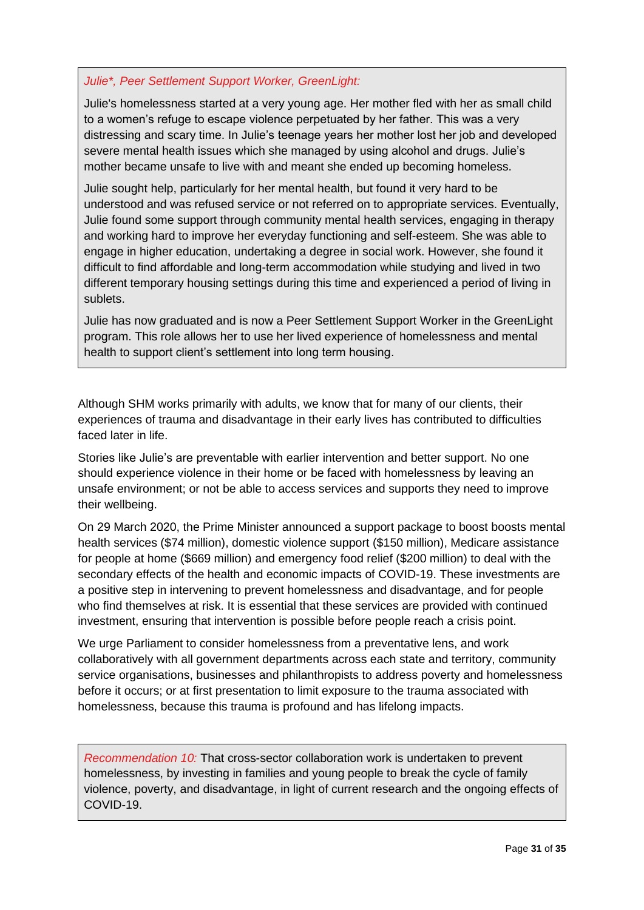*Julie\*, Peer Settlement Support Worker, GreenLight:*

Julie's homelessness started at a very young age. Her mother fled with her as small child to a women's refuge to escape violence perpetuated by her father. This was a very distressing and scary time. In Julie's teenage years her mother lost her job and developed severe mental health issues which she managed by using alcohol and drugs. Julie's mother became unsafe to live with and meant she ended up becoming homeless.

Julie sought help, particularly for her mental health, but found it very hard to be understood and was refused service or not referred on to appropriate services. Eventually, Julie found some support through community mental health services, engaging in therapy and working hard to improve her everyday functioning and self-esteem. She was able to engage in higher education, undertaking a degree in social work. However, she found it difficult to find affordable and long-term accommodation while studying and lived in two different temporary housing settings during this time and experienced a period of living in sublets.

Julie has now graduated and is now a Peer Settlement Support Worker in the GreenLight program. This role allows her to use her lived experience of homelessness and mental health to support client's settlement into long term housing.

Although SHM works primarily with adults, we know that for many of our clients, their experiences of trauma and disadvantage in their early lives has contributed to difficulties faced later in life.

Stories like Julie's are preventable with earlier intervention and better support. No one should experience violence in their home or be faced with homelessness by leaving an unsafe environment; or not be able to access services and supports they need to improve their wellbeing.

On 29 March 2020, the Prime Minister announced a support package to boost boosts mental health services ($74 million), domestic violence support ($150 million), Medicare assistance for people at home ($669 million) and emergency food relief ($200 million) to deal with the secondary effects of the health and economic impacts of COVID-19. These investments are a positive step in intervening to prevent homelessness and disadvantage, and for people who find themselves at risk. It is essential that these services are provided with continued investment, ensuring that intervention is possible before people reach a crisis point.

We urge Parliament to consider homelessness from a preventative lens, and work collaboratively with all government departments across each state and territory, community service organisations, businesses and philanthropists to address poverty and homelessness before it occurs; or at first presentation to limit exposure to the trauma associated with homelessness, because this trauma is profound and has lifelong impacts.

*Recommendation 10:* That cross-sector collaboration work is undertaken to prevent homelessness, by investing in families and young people to break the cycle of family violence, poverty, and disadvantage, in light of current research and the ongoing effects of COVID-19.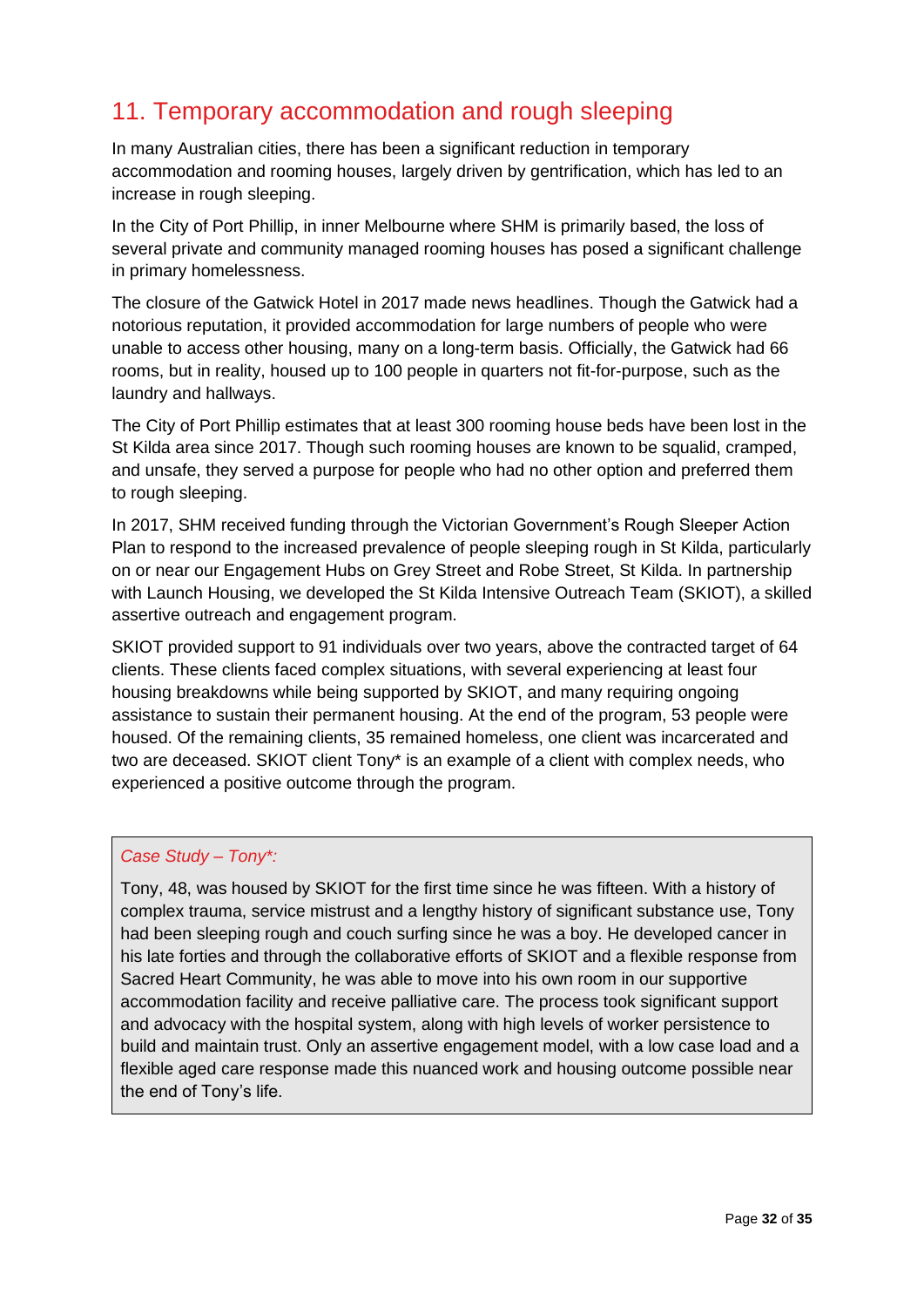## 11. Temporary accommodation and rough sleeping

In many Australian cities, there has been a significant reduction in temporary accommodation and rooming houses, largely driven by gentrification, which has led to an increase in rough sleeping.

In the City of Port Phillip, in inner Melbourne where SHM is primarily based, the loss of several private and community managed rooming houses has posed a significant challenge in primary homelessness.

The closure of the Gatwick Hotel in 2017 made news headlines. Though the Gatwick had a notorious reputation, it provided accommodation for large numbers of people who were unable to access other housing, many on a long-term basis. Officially, the Gatwick had 66 rooms, but in reality, housed up to 100 people in quarters not fit-for-purpose, such as the laundry and hallways.

The City of Port Phillip estimates that at least 300 rooming house beds have been lost in the St Kilda area since 2017. Though such rooming houses are known to be squalid, cramped, and unsafe, they served a purpose for people who had no other option and preferred them to rough sleeping.

In 2017, SHM received funding through the Victorian Government's Rough Sleeper Action Plan to respond to the increased prevalence of people sleeping rough in St Kilda, particularly on or near our Engagement Hubs on Grey Street and Robe Street, St Kilda. In partnership with Launch Housing, we developed the St Kilda Intensive Outreach Team (SKIOT), a skilled assertive outreach and engagement program.

SKIOT provided support to 91 individuals over two years, above the contracted target of 64 clients. These clients faced complex situations, with several experiencing at least four housing breakdowns while being supported by SKIOT, and many requiring ongoing assistance to sustain their permanent housing. At the end of the program, 53 people were housed. Of the remaining clients, 35 remained homeless, one client was incarcerated and two are deceased. SKIOT client Tony* is an example of a client with complex needs, who experienced a positive outcome through the program.

> *Case Study – Tony*:*
>
> Tony, 48, was housed by SKIOT for the first time since he was fifteen. With a history of complex trauma, service mistrust and a lengthy history of significant substance use, Tony had been sleeping rough and couch surfing since he was a boy. He developed cancer in his late forties and through the collaborative efforts of SKIOT and a flexible response from Sacred Heart Community, he was able to move into his own room in our supportive accommodation facility and receive palliative care. The process took significant support and advocacy with the hospital system, along with high levels of worker persistence to build and maintain trust. Only an assertive engagement model, with a low case load and a flexible aged care response made this nuanced work and housing outcome possible near the end of Tony's life.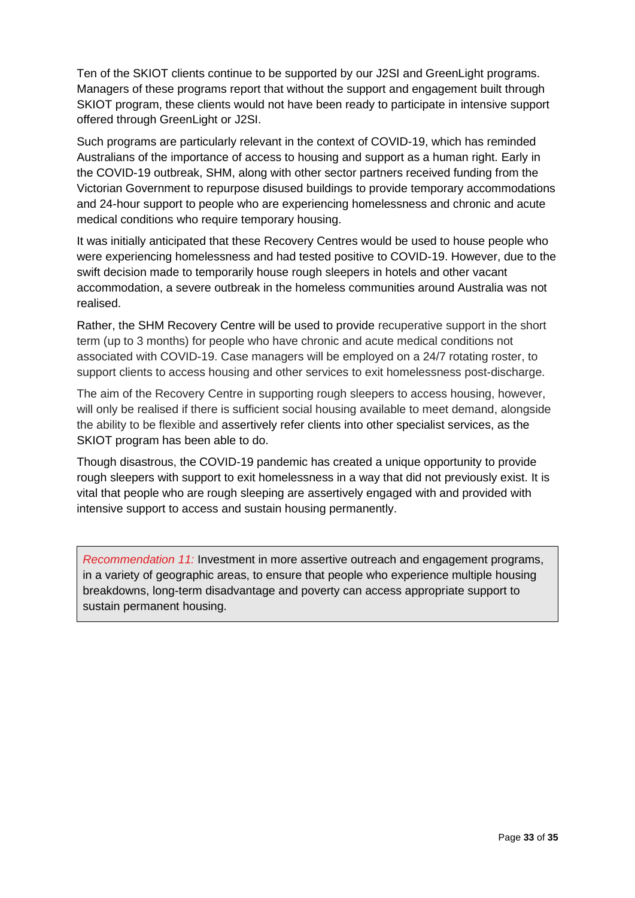Ten of the SKIOT clients continue to be supported by our J2SI and GreenLight programs. Managers of these programs report that without the support and engagement built through SKIOT program, these clients would not have been ready to participate in intensive support offered through GreenLight or J2SI.

Such programs are particularly relevant in the context of COVID-19, which has reminded Australians of the importance of access to housing and support as a human right. Early in the COVID-19 outbreak, SHM, along with other sector partners received funding from the Victorian Government to repurpose disused buildings to provide temporary accommodations and 24-hour support to people who are experiencing homelessness and chronic and acute medical conditions who require temporary housing.

It was initially anticipated that these Recovery Centres would be used to house people who were experiencing homelessness and had tested positive to COVID-19. However, due to the swift decision made to temporarily house rough sleepers in hotels and other vacant accommodation, a severe outbreak in the homeless communities around Australia was not realised.

Rather, the SHM Recovery Centre will be used to provide recuperative support in the short term (up to 3 months) for people who have chronic and acute medical conditions not associated with COVID-19. Case managers will be employed on a 24/7 rotating roster, to support clients to access housing and other services to exit homelessness post-discharge.

The aim of the Recovery Centre in supporting rough sleepers to access housing, however, will only be realised if there is sufficient social housing available to meet demand, alongside the ability to be flexible and assertively refer clients into other specialist services, as the SKIOT program has been able to do.

Though disastrous, the COVID-19 pandemic has created a unique opportunity to provide rough sleepers with support to exit homelessness in a way that did not previously exist. It is vital that people who are rough sleeping are assertively engaged with and provided with intensive support to access and sustain housing permanently.

> *Recommendation 11:* Investment in more assertive outreach and engagement programs, in a variety of geographic areas, to ensure that people who experience multiple housing breakdowns, long-term disadvantage and poverty can access appropriate support to sustain permanent housing.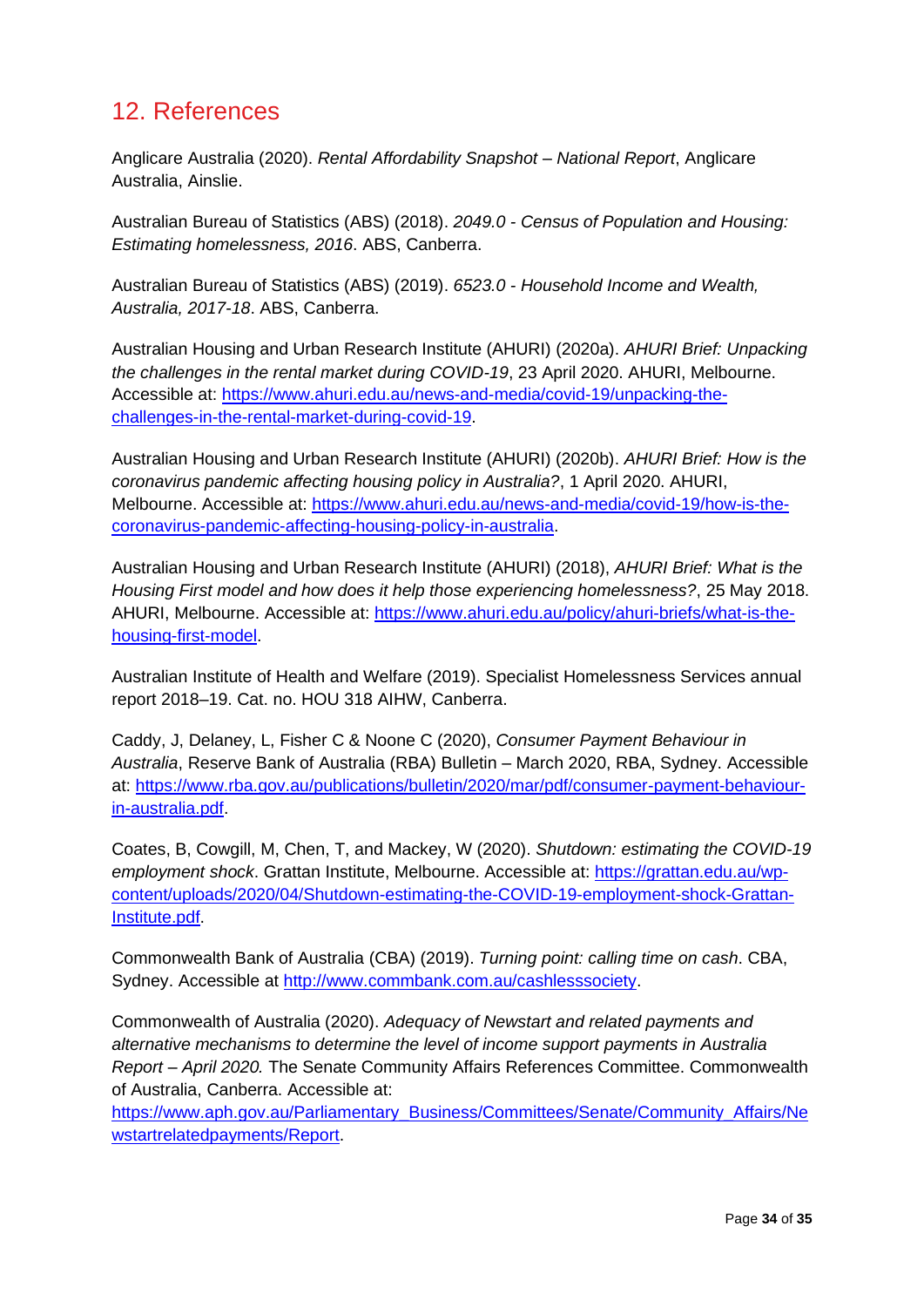## 12. References

Anglicare Australia (2020). *Rental Affordability Snapshot – National Report*, Anglicare Australia, Ainslie.

Australian Bureau of Statistics (ABS) (2018). *2049.0 - Census of Population and Housing: Estimating homelessness, 2016*. ABS, Canberra.

Australian Bureau of Statistics (ABS) (2019). *6523.0 - Household Income and Wealth, Australia, 2017-18*. ABS, Canberra.

Australian Housing and Urban Research Institute (AHURI) (2020a). *AHURI Brief: Unpacking the challenges in the rental market during COVID-19*, 23 April 2020. AHURI, Melbourne. Accessible at: https://www.ahuri.edu.au/news-and-media/covid-19/unpacking-the-challenges-in-the-rental-market-during-covid-19.

Australian Housing and Urban Research Institute (AHURI) (2020b). *AHURI Brief: How is the coronavirus pandemic affecting housing policy in Australia?*, 1 April 2020. AHURI, Melbourne. Accessible at: https://www.ahuri.edu.au/news-and-media/covid-19/how-is-the-coronavirus-pandemic-affecting-housing-policy-in-australia.

Australian Housing and Urban Research Institute (AHURI) (2018), *AHURI Brief: What is the Housing First model and how does it help those experiencing homelessness?*, 25 May 2018. AHURI, Melbourne. Accessible at: https://www.ahuri.edu.au/policy/ahuri-briefs/what-is-the-housing-first-model.

Australian Institute of Health and Welfare (2019). Specialist Homelessness Services annual report 2018–19. Cat. no. HOU 318 AIHW, Canberra.

Caddy, J, Delaney, L, Fisher C & Noone C (2020), *Consumer Payment Behaviour in Australia*, Reserve Bank of Australia (RBA) Bulletin – March 2020, RBA, Sydney. Accessible at: https://www.rba.gov.au/publications/bulletin/2020/mar/pdf/consumer-payment-behaviour-in-australia.pdf.

Coates, B, Cowgill, M, Chen, T, and Mackey, W (2020). *Shutdown: estimating the COVID-19 employment shock*. Grattan Institute, Melbourne. Accessible at: https://grattan.edu.au/wp-content/uploads/2020/04/Shutdown-estimating-the-COVID-19-employment-shock-Grattan-Institute.pdf.

Commonwealth Bank of Australia (CBA) (2019). *Turning point: calling time on cash*. CBA, Sydney. Accessible at http://www.commbank.com.au/cashlesssociety.

Commonwealth of Australia (2020). *Adequacy of Newstart and related payments and alternative mechanisms to determine the level of income support payments in Australia Report – April 2020.* The Senate Community Affairs References Committee. Commonwealth of Australia, Canberra. Accessible at: https://www.aph.gov.au/Parliamentary_Business/Committees/Senate/Community_Affairs/Newstartrelatedpayments/Report.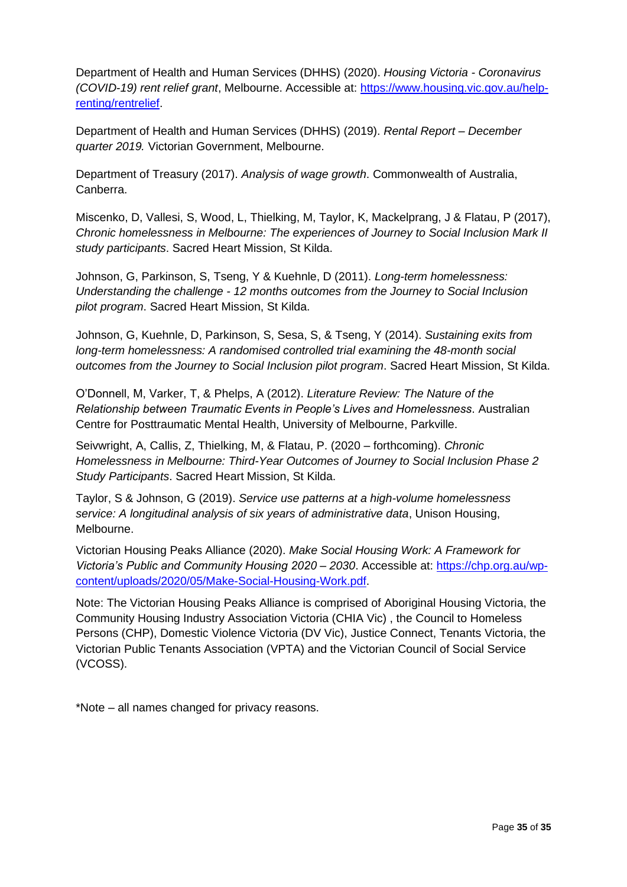Department of Health and Human Services (DHHS) (2020). *Housing Victoria - Coronavirus (COVID-19) rent relief grant*, Melbourne. Accessible at: [https://www.housing.vic.gov.au/help-renting/rentrelief](https://www.housing.vic.gov.au/help-renting/rentrelief).

Department of Health and Human Services (DHHS) (2019). *Rental Report – December quarter 2019.* Victorian Government, Melbourne.

Department of Treasury (2017). *Analysis of wage growth*. Commonwealth of Australia, Canberra.

Miscenko, D, Vallesi, S, Wood, L, Thielking, M, Taylor, K, Mackelprang, J & Flatau, P (2017), *Chronic homelessness in Melbourne: The experiences of Journey to Social Inclusion Mark II study participants*. Sacred Heart Mission, St Kilda.

Johnson, G, Parkinson, S, Tseng, Y & Kuehnle, D (2011). *Long-term homelessness: Understanding the challenge - 12 months outcomes from the Journey to Social Inclusion pilot program*. Sacred Heart Mission, St Kilda.

Johnson, G, Kuehnle, D, Parkinson, S, Sesa, S, & Tseng, Y (2014). *Sustaining exits from long-term homelessness: A randomised controlled trial examining the 48-month social outcomes from the Journey to Social Inclusion pilot program*. Sacred Heart Mission, St Kilda.

O'Donnell, M, Varker, T, & Phelps, A (2012). *Literature Review: The Nature of the Relationship between Traumatic Events in People's Lives and Homelessness*. Australian Centre for Posttraumatic Mental Health, University of Melbourne, Parkville.

Seivwright, A, Callis, Z, Thielking, M, & Flatau, P. (2020 – forthcoming). *Chronic Homelessness in Melbourne: Third-Year Outcomes of Journey to Social Inclusion Phase 2 Study Participants*. Sacred Heart Mission, St Kilda.

Taylor, S & Johnson, G (2019). *Service use patterns at a high-volume homelessness service: A longitudinal analysis of six years of administrative data*, Unison Housing, Melbourne.

Victorian Housing Peaks Alliance (2020). *Make Social Housing Work: A Framework for Victoria's Public and Community Housing 2020 – 2030*. Accessible at: [https://chp.org.au/wp-content/uploads/2020/05/Make-Social-Housing-Work.pdf](https://chp.org.au/wp-content/uploads/2020/05/Make-Social-Housing-Work.pdf).

Note: The Victorian Housing Peaks Alliance is comprised of Aboriginal Housing Victoria, the Community Housing Industry Association Victoria (CHIA Vic) , the Council to Homeless Persons (CHP), Domestic Violence Victoria (DV Vic), Justice Connect, Tenants Victoria, the Victorian Public Tenants Association (VPTA) and the Victorian Council of Social Service (VCOSS).

*Note – all names changed for privacy reasons.